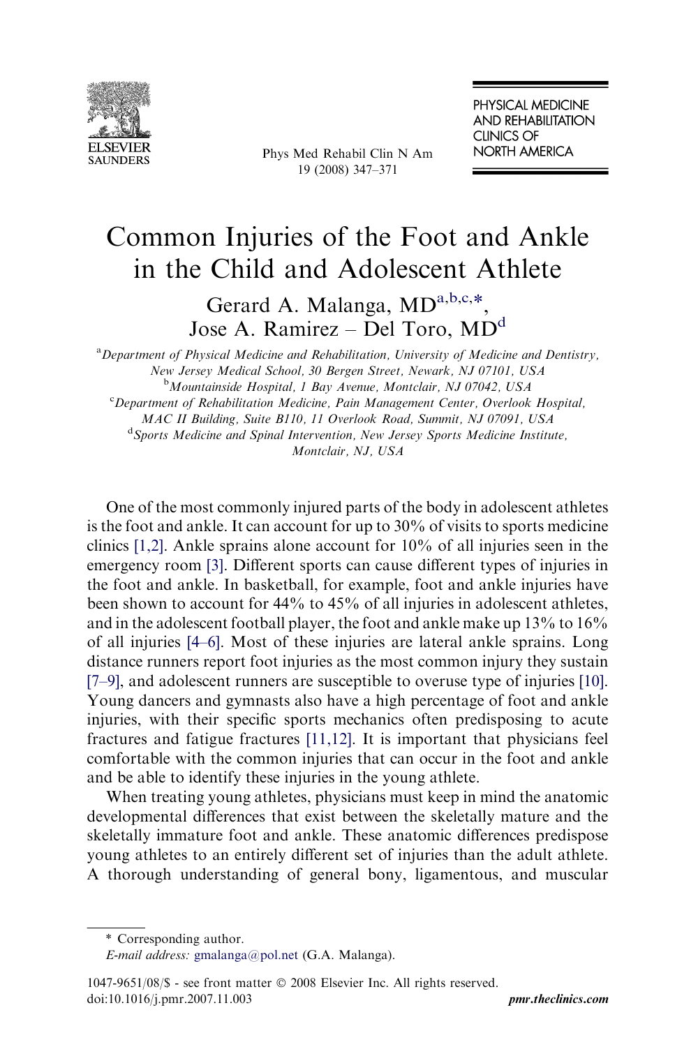# Common Injuries of the Foot and Ankle in the Child and Adolescent Athlete

Gerard A. Malanga, MD[a,b,c,*], Jose A. Ramirez – Del Toro, MD[d]

[a]*Department of Physical Medicine and Rehabilitation, University of Medicine and Dentistry, New Jersey Medical School, 30 Bergen Street, Newark, NJ 07101, USA*

[b]*Mountainside Hospital, 1 Bay Avenue, Montclair, NJ 07042, USA*

[c]*Department of Rehabilitation Medicine, Pain Management Center, Overlook Hospital, MAC II Building, Suite B110, 11 Overlook Road, Summit, NJ 07091, USA*

[d]*Sports Medicine and Spinal Intervention, New Jersey Sports Medicine Institute, Montclair, NJ, USA*

One of the most commonly injured parts of the body in adolescent athletes is the foot and ankle. It can account for up to 30% of visits to sports medicine clinics [1,2]. Ankle sprains alone account for 10% of all injuries seen in the emergency room [3]. Different sports can cause different types of injuries in the foot and ankle. In basketball, for example, foot and ankle injuries have been shown to account for 44% to 45% of all injuries in adolescent athletes, and in the adolescent football player, the foot and ankle make up 13% to 16% of all injuries [4–6]. Most of these injuries are lateral ankle sprains. Long distance runners report foot injuries as the most common injury they sustain [7–9], and adolescent runners are susceptible to overuse type of injuries [10]. Young dancers and gymnasts also have a high percentage of foot and ankle injuries, with their specific sports mechanics often predisposing to acute fractures and fatigue fractures [11,12]. It is important that physicians feel comfortable with the common injuries that can occur in the foot and ankle and be able to identify these injuries in the young athlete.

When treating young athletes, physicians must keep in mind the anatomic developmental differences that exist between the skeletally mature and the skeletally immature foot and ankle. These anatomic differences predispose young athletes to an entirely different set of injuries than the adult athlete. A thorough understanding of general bony, ligamentous, and muscular

\* Corresponding author.

*E-mail address:* gmalanga@pol.net (G.A. Malanga).

1047-9651/08/$ - see front matter © 2008 Elsevier Inc. All rights reserved.
doi:10.1016/j.pmr.2007.11.003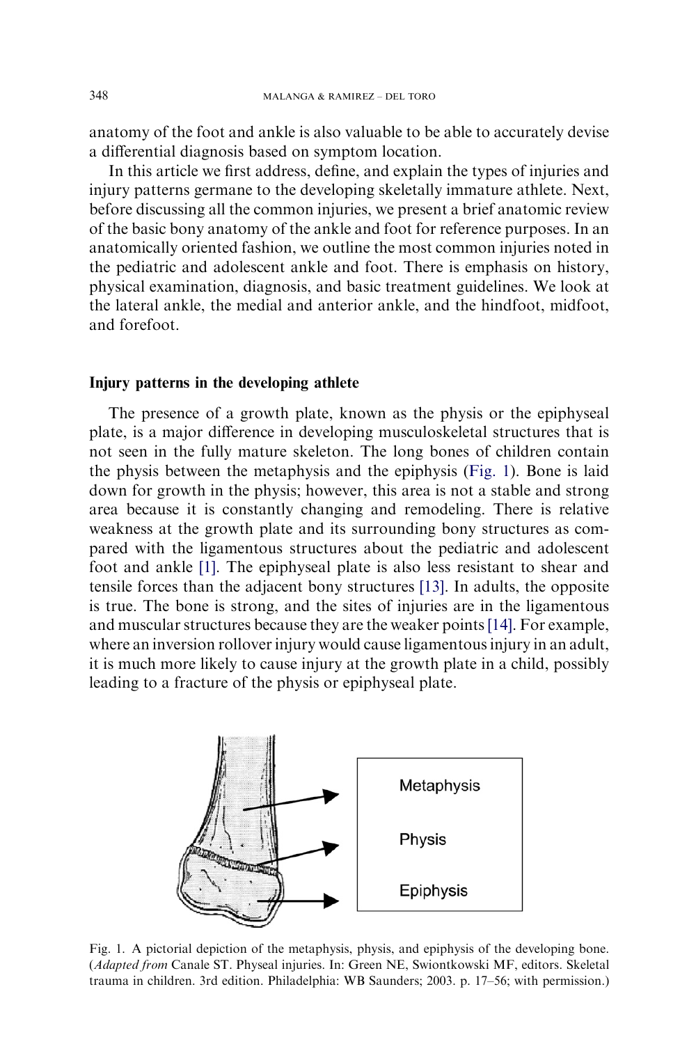anatomy of the foot and ankle is also valuable to be able to accurately devise a differential diagnosis based on symptom location.

In this article we first address, define, and explain the types of injuries and injury patterns germane to the developing skeletally immature athlete. Next, before discussing all the common injuries, we present a brief anatomic review of the basic bony anatomy of the ankle and foot for reference purposes. In an anatomically oriented fashion, we outline the most common injuries noted in the pediatric and adolescent ankle and foot. There is emphasis on history, physical examination, diagnosis, and basic treatment guidelines. We look at the lateral ankle, the medial and anterior ankle, and the hindfoot, midfoot, and forefoot.

## Injury patterns in the developing athlete

The presence of a growth plate, known as the physis or the epiphyseal plate, is a major difference in developing musculoskeletal structures that is not seen in the fully mature skeleton. The long bones of children contain the physis between the metaphysis and the epiphysis (Fig. 1). Bone is laid down for growth in the physis; however, this area is not a stable and strong area because it is constantly changing and remodeling. There is relative weakness at the growth plate and its surrounding bony structures as compared with the ligamentous structures about the pediatric and adolescent foot and ankle [1]. The epiphyseal plate is also less resistant to shear and tensile forces than the adjacent bony structures [13]. In adults, the opposite is true. The bone is strong, and the sites of injuries are in the ligamentous and muscular structures because they are the weaker points [14]. For example, where an inversion rollover injury would cause ligamentous injury in an adult, it is much more likely to cause injury at the growth plate in a child, possibly leading to a fracture of the physis or epiphyseal plate.

Metaphysis

Physis

Epiphysis

Fig. 1. A pictorial depiction of the metaphysis, physis, and epiphysis of the developing bone. (*Adapted from* Canale ST. Physeal injuries. In: Green NE, Swiontkowski MF, editors. Skeletal trauma in children. 3rd edition. Philadelphia: WB Saunders; 2003. p. 17–56; with permission.)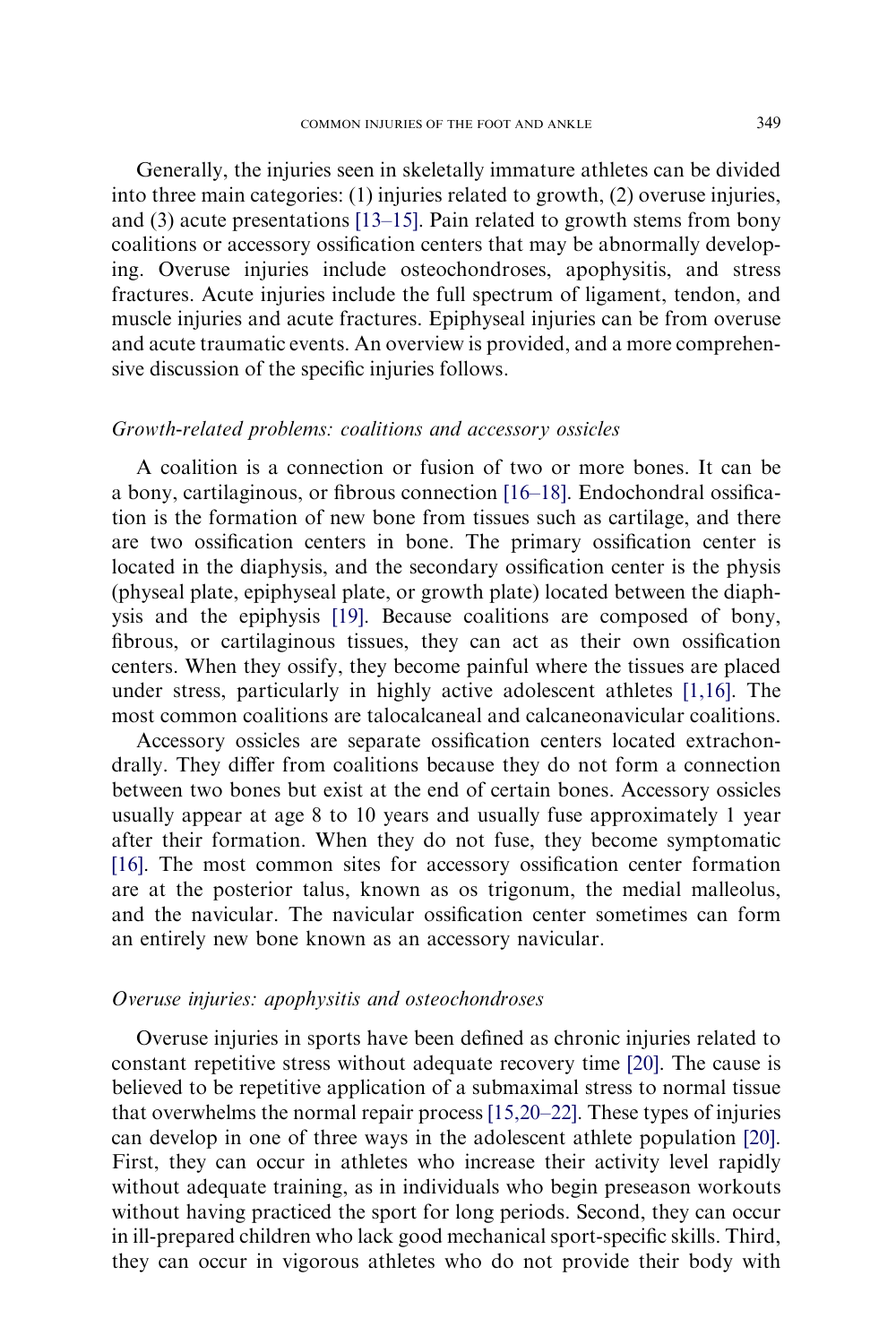Generally, the injuries seen in skeletally immature athletes can be divided into three main categories: (1) injuries related to growth, (2) overuse injuries, and (3) acute presentations [13–15]. Pain related to growth stems from bony coalitions or accessory ossification centers that may be abnormally developing. Overuse injuries include osteochondroses, apophysitis, and stress fractures. Acute injuries include the full spectrum of ligament, tendon, and muscle injuries and acute fractures. Epiphyseal injuries can be from overuse and acute traumatic events. An overview is provided, and a more comprehensive discussion of the specific injuries follows.

*Growth-related problems: coalitions and accessory ossicles*

A coalition is a connection or fusion of two or more bones. It can be a bony, cartilaginous, or fibrous connection [16–18]. Endochondral ossification is the formation of new bone from tissues such as cartilage, and there are two ossification centers in bone. The primary ossification center is located in the diaphysis, and the secondary ossification center is the physis (physeal plate, epiphyseal plate, or growth plate) located between the diaphysis and the epiphysis [19]. Because coalitions are composed of bony, fibrous, or cartilaginous tissues, they can act as their own ossification centers. When they ossify, they become painful where the tissues are placed under stress, particularly in highly active adolescent athletes [1,16]. The most common coalitions are talocalcaneal and calcaneonavicular coalitions.

Accessory ossicles are separate ossification centers located extrachondrally. They differ from coalitions because they do not form a connection between two bones but exist at the end of certain bones. Accessory ossicles usually appear at age 8 to 10 years and usually fuse approximately 1 year after their formation. When they do not fuse, they become symptomatic [16]. The most common sites for accessory ossification center formation are at the posterior talus, known as os trigonum, the medial malleolus, and the navicular. The navicular ossification center sometimes can form an entirely new bone known as an accessory navicular.

*Overuse injuries: apophysitis and osteochondroses*

Overuse injuries in sports have been defined as chronic injuries related to constant repetitive stress without adequate recovery time [20]. The cause is believed to be repetitive application of a submaximal stress to normal tissue that overwhelms the normal repair process [15,20–22]. These types of injuries can develop in one of three ways in the adolescent athlete population [20]. First, they can occur in athletes who increase their activity level rapidly without adequate training, as in individuals who begin preseason workouts without having practiced the sport for long periods. Second, they can occur in ill-prepared children who lack good mechanical sport-specific skills. Third, they can occur in vigorous athletes who do not provide their body with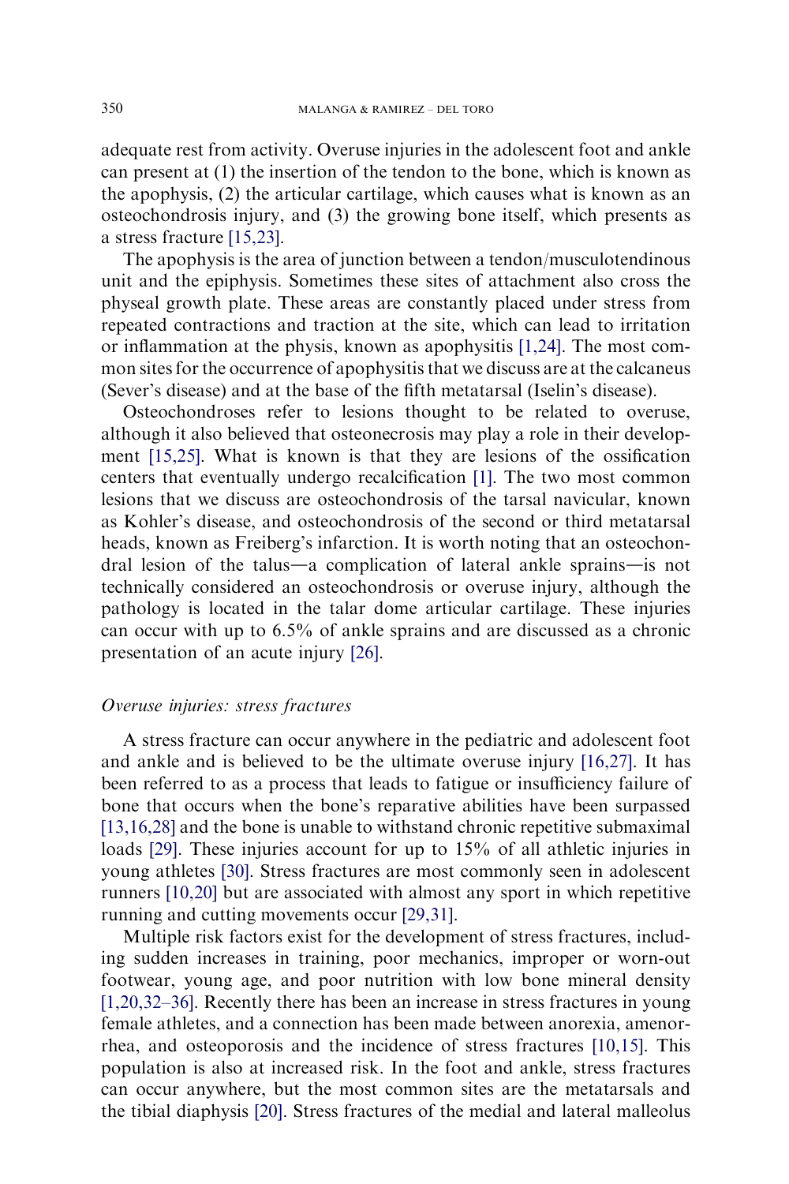adequate rest from activity. Overuse injuries in the adolescent foot and ankle can present at (1) the insertion of the tendon to the bone, which is known as the apophysis, (2) the articular cartilage, which causes what is known as an osteochondrosis injury, and (3) the growing bone itself, which presents as a stress fracture [15,23].

The apophysis is the area of junction between a tendon/musculotendinous unit and the epiphysis. Sometimes these sites of attachment also cross the physeal growth plate. These areas are constantly placed under stress from repeated contractions and traction at the site, which can lead to irritation or inflammation at the physis, known as apophysitis [1,24]. The most common sites for the occurrence of apophysitis that we discuss are at the calcaneus (Sever's disease) and at the base of the fifth metatarsal (Iselin's disease).

Osteochondroses refer to lesions thought to be related to overuse, although it also believed that osteonecrosis may play a role in their development [15,25]. What is known is that they are lesions of the ossification centers that eventually undergo recalcification [1]. The two most common lesions that we discuss are osteochondrosis of the tarsal navicular, known as Kohler's disease, and osteochondrosis of the second or third metatarsal heads, known as Freiberg's infarction. It is worth noting that an osteochondral lesion of the talus—a complication of lateral ankle sprains—is not technically considered an osteochondrosis or overuse injury, although the pathology is located in the talar dome articular cartilage. These injuries can occur with up to 6.5% of ankle sprains and are discussed as a chronic presentation of an acute injury [26].

*Overuse injuries: stress fractures*

A stress fracture can occur anywhere in the pediatric and adolescent foot and ankle and is believed to be the ultimate overuse injury [16,27]. It has been referred to as a process that leads to fatigue or insufficiency failure of bone that occurs when the bone's reparative abilities have been surpassed [13,16,28] and the bone is unable to withstand chronic repetitive submaximal loads [29]. These injuries account for up to 15% of all athletic injuries in young athletes [30]. Stress fractures are most commonly seen in adolescent runners [10,20] but are associated with almost any sport in which repetitive running and cutting movements occur [29,31].

Multiple risk factors exist for the development of stress fractures, including sudden increases in training, poor mechanics, improper or worn-out footwear, young age, and poor nutrition with low bone mineral density [1,20,32–36]. Recently there has been an increase in stress fractures in young female athletes, and a connection has been made between anorexia, amenorrhea, and osteoporosis and the incidence of stress fractures [10,15]. This population is also at increased risk. In the foot and ankle, stress fractures can occur anywhere, but the most common sites are the metatarsals and the tibial diaphysis [20]. Stress fractures of the medial and lateral malleolus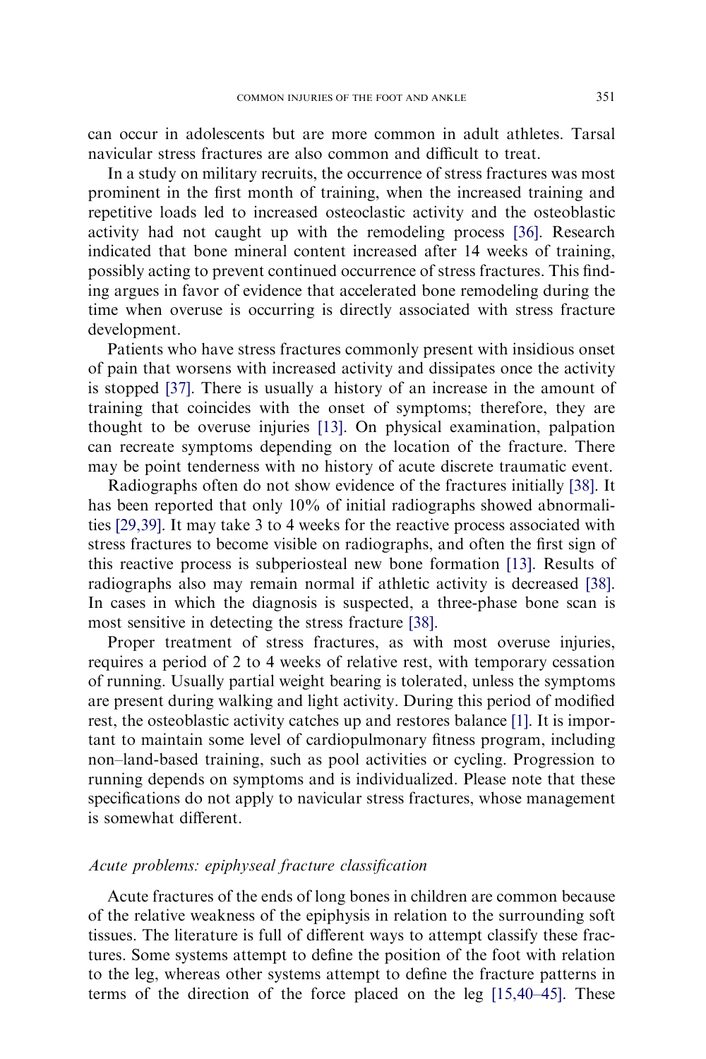can occur in adolescents but are more common in adult athletes. Tarsal navicular stress fractures are also common and difficult to treat.

In a study on military recruits, the occurrence of stress fractures was most prominent in the first month of training, when the increased training and repetitive loads led to increased osteoclastic activity and the osteoblastic activity had not caught up with the remodeling process [36]. Research indicated that bone mineral content increased after 14 weeks of training, possibly acting to prevent continued occurrence of stress fractures. This finding argues in favor of evidence that accelerated bone remodeling during the time when overuse is occurring is directly associated with stress fracture development.

Patients who have stress fractures commonly present with insidious onset of pain that worsens with increased activity and dissipates once the activity is stopped [37]. There is usually a history of an increase in the amount of training that coincides with the onset of symptoms; therefore, they are thought to be overuse injuries [13]. On physical examination, palpation can recreate symptoms depending on the location of the fracture. There may be point tenderness with no history of acute discrete traumatic event.

Radiographs often do not show evidence of the fractures initially [38]. It has been reported that only 10% of initial radiographs showed abnormalities [29,39]. It may take 3 to 4 weeks for the reactive process associated with stress fractures to become visible on radiographs, and often the first sign of this reactive process is subperiosteal new bone formation [13]. Results of radiographs also may remain normal if athletic activity is decreased [38]. In cases in which the diagnosis is suspected, a three-phase bone scan is most sensitive in detecting the stress fracture [38].

Proper treatment of stress fractures, as with most overuse injuries, requires a period of 2 to 4 weeks of relative rest, with temporary cessation of running. Usually partial weight bearing is tolerated, unless the symptoms are present during walking and light activity. During this period of modified rest, the osteoblastic activity catches up and restores balance [1]. It is important to maintain some level of cardiopulmonary fitness program, including non–land-based training, such as pool activities or cycling. Progression to running depends on symptoms and is individualized. Please note that these specifications do not apply to navicular stress fractures, whose management is somewhat different.

### *Acute problems: epiphyseal fracture classification*

Acute fractures of the ends of long bones in children are common because of the relative weakness of the epiphysis in relation to the surrounding soft tissues. The literature is full of different ways to attempt classify these fractures. Some systems attempt to define the position of the foot with relation to the leg, whereas other systems attempt to define the fracture patterns in terms of the direction of the force placed on the leg [15,40–45]. These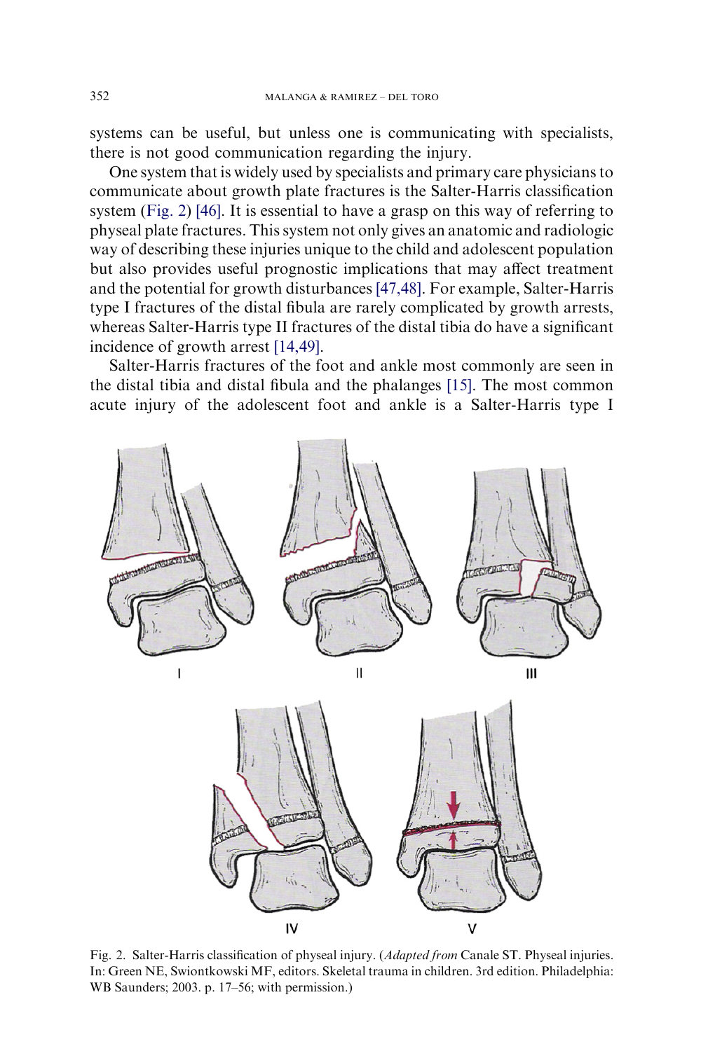systems can be useful, but unless one is communicating with specialists, there is not good communication regarding the injury.

One system that is widely used by specialists and primary care physicians to communicate about growth plate fractures is the Salter-Harris classification system (Fig. 2) [46]. It is essential to have a grasp on this way of referring to physeal plate fractures. This system not only gives an anatomic and radiologic way of describing these injuries unique to the child and adolescent population but also provides useful prognostic implications that may affect treatment and the potential for growth disturbances [47,48]. For example, Salter-Harris type I fractures of the distal fibula are rarely complicated by growth arrests, whereas Salter-Harris type II fractures of the distal tibia do have a significant incidence of growth arrest [14,49].

Salter-Harris fractures of the foot and ankle most commonly are seen in the distal tibia and distal fibula and the phalanges [15]. The most common acute injury of the adolescent foot and ankle is a Salter-Harris type I

Fig. 2. Salter-Harris classification of physeal injury. (*Adapted from* Canale ST. Physeal injuries. In: Green NE, Swiontkowski MF, editors. Skeletal trauma in children. 3rd edition. Philadelphia: WB Saunders; 2003. p. 17–56; with permission.)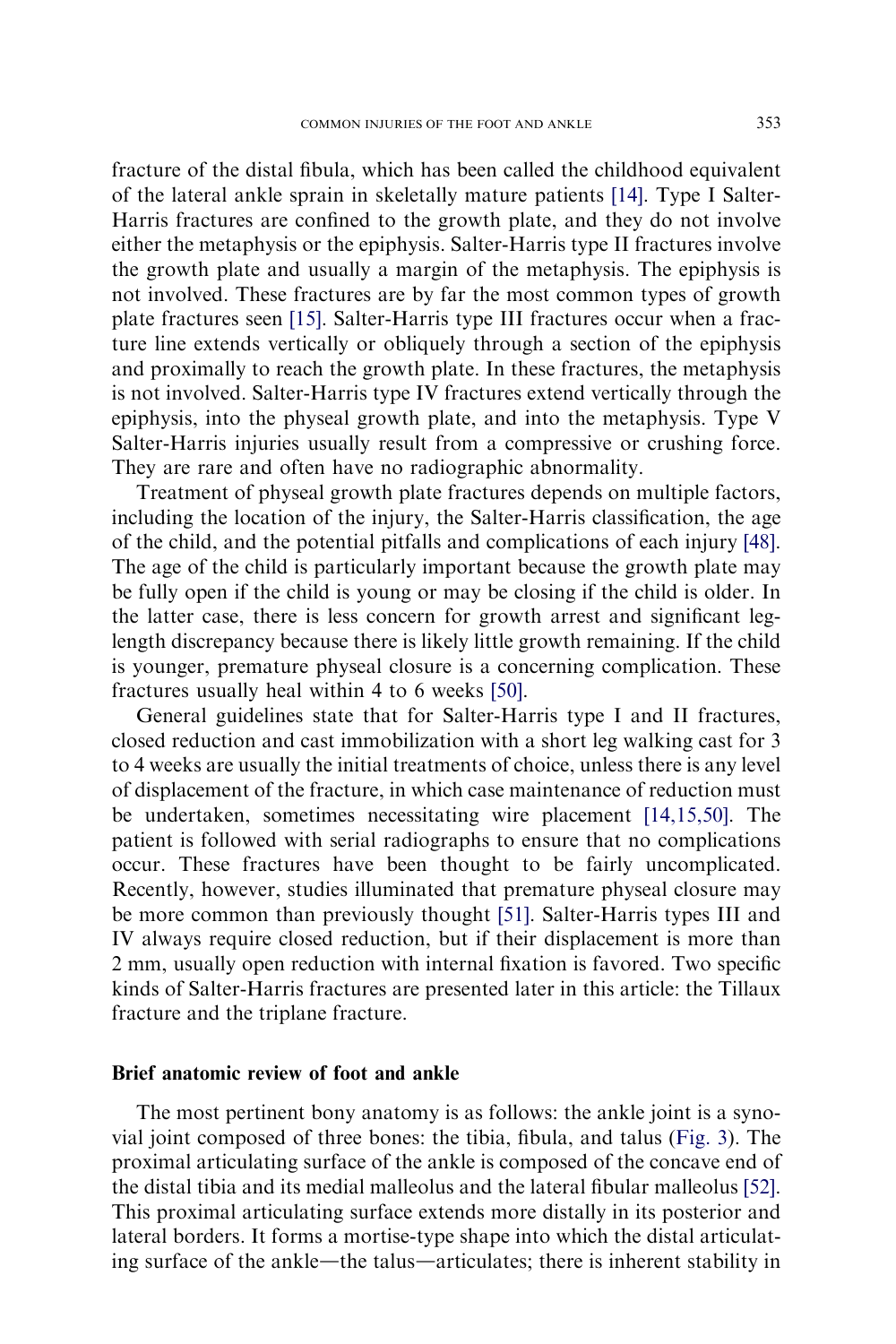fracture of the distal fibula, which has been called the childhood equivalent of the lateral ankle sprain in skeletally mature patients [14]. Type I Salter-Harris fractures are confined to the growth plate, and they do not involve either the metaphysis or the epiphysis. Salter-Harris type II fractures involve the growth plate and usually a margin of the metaphysis. The epiphysis is not involved. These fractures are by far the most common types of growth plate fractures seen [15]. Salter-Harris type III fractures occur when a fracture line extends vertically or obliquely through a section of the epiphysis and proximally to reach the growth plate. In these fractures, the metaphysis is not involved. Salter-Harris type IV fractures extend vertically through the epiphysis, into the physeal growth plate, and into the metaphysis. Type V Salter-Harris injuries usually result from a compressive or crushing force. They are rare and often have no radiographic abnormality.

Treatment of physeal growth plate fractures depends on multiple factors, including the location of the injury, the Salter-Harris classification, the age of the child, and the potential pitfalls and complications of each injury [48]. The age of the child is particularly important because the growth plate may be fully open if the child is young or may be closing if the child is older. In the latter case, there is less concern for growth arrest and significant leg-length discrepancy because there is likely little growth remaining. If the child is younger, premature physeal closure is a concerning complication. These fractures usually heal within 4 to 6 weeks [50].

General guidelines state that for Salter-Harris type I and II fractures, closed reduction and cast immobilization with a short leg walking cast for 3 to 4 weeks are usually the initial treatments of choice, unless there is any level of displacement of the fracture, in which case maintenance of reduction must be undertaken, sometimes necessitating wire placement [14,15,50]. The patient is followed with serial radiographs to ensure that no complications occur. These fractures have been thought to be fairly uncomplicated. Recently, however, studies illuminated that premature physeal closure may be more common than previously thought [51]. Salter-Harris types III and IV always require closed reduction, but if their displacement is more than 2 mm, usually open reduction with internal fixation is favored. Two specific kinds of Salter-Harris fractures are presented later in this article: the Tillaux fracture and the triplane fracture.

## Brief anatomic review of foot and ankle

The most pertinent bony anatomy is as follows: the ankle joint is a synovial joint composed of three bones: the tibia, fibula, and talus (Fig. 3). The proximal articulating surface of the ankle is composed of the concave end of the distal tibia and its medial malleolus and the lateral fibular malleolus [52]. This proximal articulating surface extends more distally in its posterior and lateral borders. It forms a mortise-type shape into which the distal articulating surface of the ankle—the talus—articulates; there is inherent stability in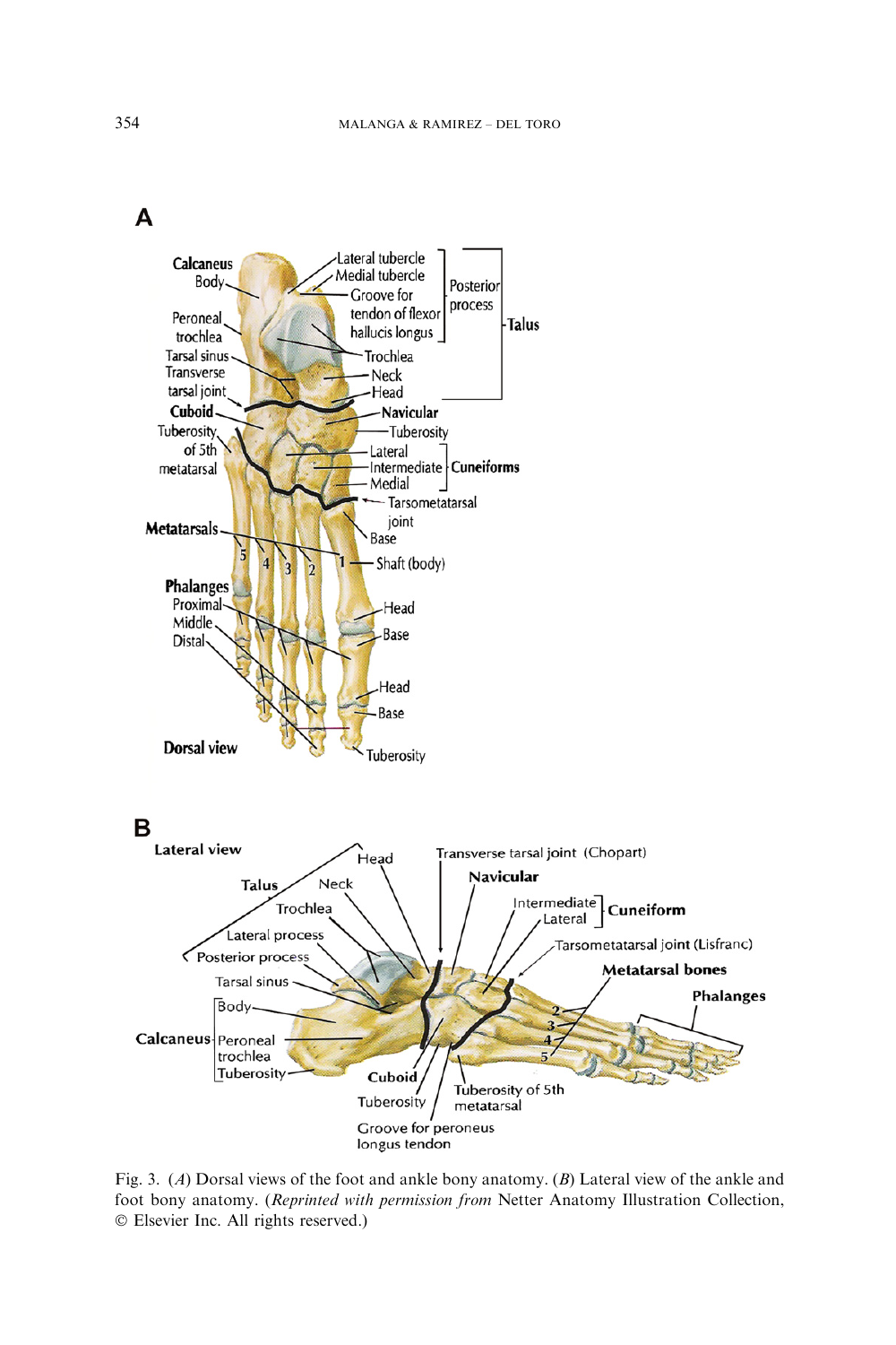Fig. 3. (*A*) Dorsal views of the foot and ankle bony anatomy. (*B*) Lateral view of the ankle and foot bony anatomy. (*Reprinted with permission from* Netter Anatomy Illustration Collection, © Elsevier Inc. All rights reserved.)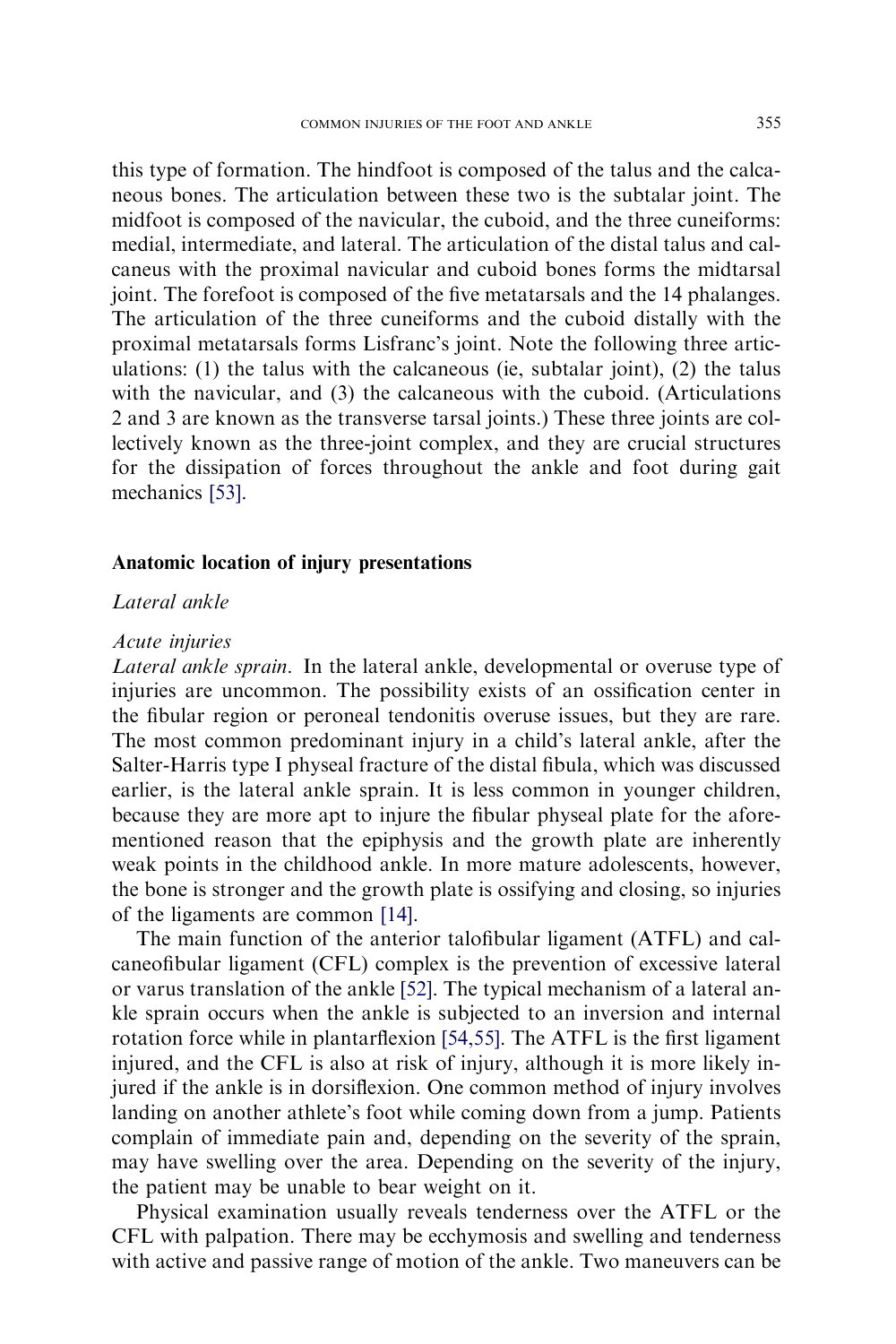this type of formation. The hindfoot is composed of the talus and the calcaneous bones. The articulation between these two is the subtalar joint. The midfoot is composed of the navicular, the cuboid, and the three cuneiforms: medial, intermediate, and lateral. The articulation of the distal talus and calcaneus with the proximal navicular and cuboid bones forms the midtarsal joint. The forefoot is composed of the five metatarsals and the 14 phalanges. The articulation of the three cuneiforms and the cuboid distally with the proximal metatarsals forms Lisfranc's joint. Note the following three articulations: (1) the talus with the calcaneous (ie, subtalar joint), (2) the talus with the navicular, and (3) the calcaneous with the cuboid. (Articulations 2 and 3 are known as the transverse tarsal joints.) These three joints are collectively known as the three-joint complex, and they are crucial structures for the dissipation of forces throughout the ankle and foot during gait mechanics [53].

## Anatomic location of injury presentations

### *Lateral ankle*

#### *Acute injuries*

*Lateral ankle sprain.* In the lateral ankle, developmental or overuse type of injuries are uncommon. The possibility exists of an ossification center in the fibular region or peroneal tendonitis overuse issues, but they are rare. The most common predominant injury in a child's lateral ankle, after the Salter-Harris type I physeal fracture of the distal fibula, which was discussed earlier, is the lateral ankle sprain. It is less common in younger children, because they are more apt to injure the fibular physeal plate for the aforementioned reason that the epiphysis and the growth plate are inherently weak points in the childhood ankle. In more mature adolescents, however, the bone is stronger and the growth plate is ossifying and closing, so injuries of the ligaments are common [14].

The main function of the anterior talofibular ligament (ATFL) and calcaneofibular ligament (CFL) complex is the prevention of excessive lateral or varus translation of the ankle [52]. The typical mechanism of a lateral ankle sprain occurs when the ankle is subjected to an inversion and internal rotation force while in plantarflexion [54,55]. The ATFL is the first ligament injured, and the CFL is also at risk of injury, although it is more likely injured if the ankle is in dorsiflexion. One common method of injury involves landing on another athlete's foot while coming down from a jump. Patients complain of immediate pain and, depending on the severity of the sprain, may have swelling over the area. Depending on the severity of the injury, the patient may be unable to bear weight on it.

Physical examination usually reveals tenderness over the ATFL or the CFL with palpation. There may be ecchymosis and swelling and tenderness with active and passive range of motion of the ankle. Two maneuvers can be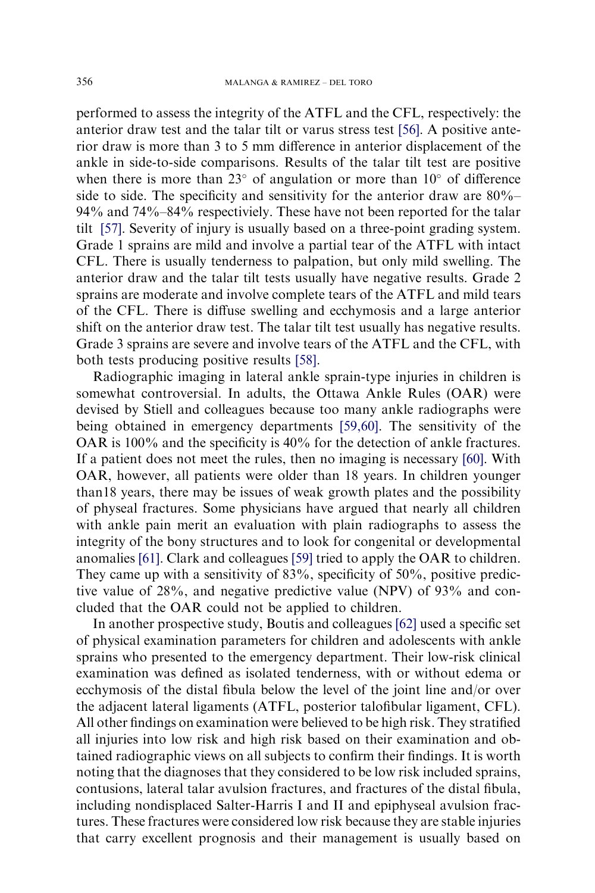performed to assess the integrity of the ATFL and the CFL, respectively: the anterior draw test and the talar tilt or varus stress test [56]. A positive anterior draw is more than 3 to 5 mm difference in anterior displacement of the ankle in side-to-side comparisons. Results of the talar tilt test are positive when there is more than 23° of angulation or more than 10° of difference side to side. The specificity and sensitivity for the anterior draw are 80%–94% and 74%–84% respectiviely. These have not been reported for the talar tilt [57]. Severity of injury is usually based on a three-point grading system. Grade 1 sprains are mild and involve a partial tear of the ATFL with intact CFL. There is usually tenderness to palpation, but only mild swelling. The anterior draw and the talar tilt tests usually have negative results. Grade 2 sprains are moderate and involve complete tears of the ATFL and mild tears of the CFL. There is diffuse swelling and ecchymosis and a large anterior shift on the anterior draw test. The talar tilt test usually has negative results. Grade 3 sprains are severe and involve tears of the ATFL and the CFL, with both tests producing positive results [58].

Radiographic imaging in lateral ankle sprain-type injuries in children is somewhat controversial. In adults, the Ottawa Ankle Rules (OAR) were devised by Stiell and colleagues because too many ankle radiographs were being obtained in emergency departments [59,60]. The sensitivity of the OAR is 100% and the specificity is 40% for the detection of ankle fractures. If a patient does not meet the rules, then no imaging is necessary [60]. With OAR, however, all patients were older than 18 years. In children younger than18 years, there may be issues of weak growth plates and the possibility of physeal fractures. Some physicians have argued that nearly all children with ankle pain merit an evaluation with plain radiographs to assess the integrity of the bony structures and to look for congenital or developmental anomalies [61]. Clark and colleagues [59] tried to apply the OAR to children. They came up with a sensitivity of 83%, specificity of 50%, positive predictive value of 28%, and negative predictive value (NPV) of 93% and concluded that the OAR could not be applied to children.

In another prospective study, Boutis and colleagues [62] used a specific set of physical examination parameters for children and adolescents with ankle sprains who presented to the emergency department. Their low-risk clinical examination was defined as isolated tenderness, with or without edema or ecchymosis of the distal fibula below the level of the joint line and/or over the adjacent lateral ligaments (ATFL, posterior talofibular ligament, CFL). All other findings on examination were believed to be high risk. They stratified all injuries into low risk and high risk based on their examination and obtained radiographic views on all subjects to confirm their findings. It is worth noting that the diagnoses that they considered to be low risk included sprains, contusions, lateral talar avulsion fractures, and fractures of the distal fibula, including nondisplaced Salter-Harris I and II and epiphyseal avulsion fractures. These fractures were considered low risk because they are stable injuries that carry excellent prognosis and their management is usually based on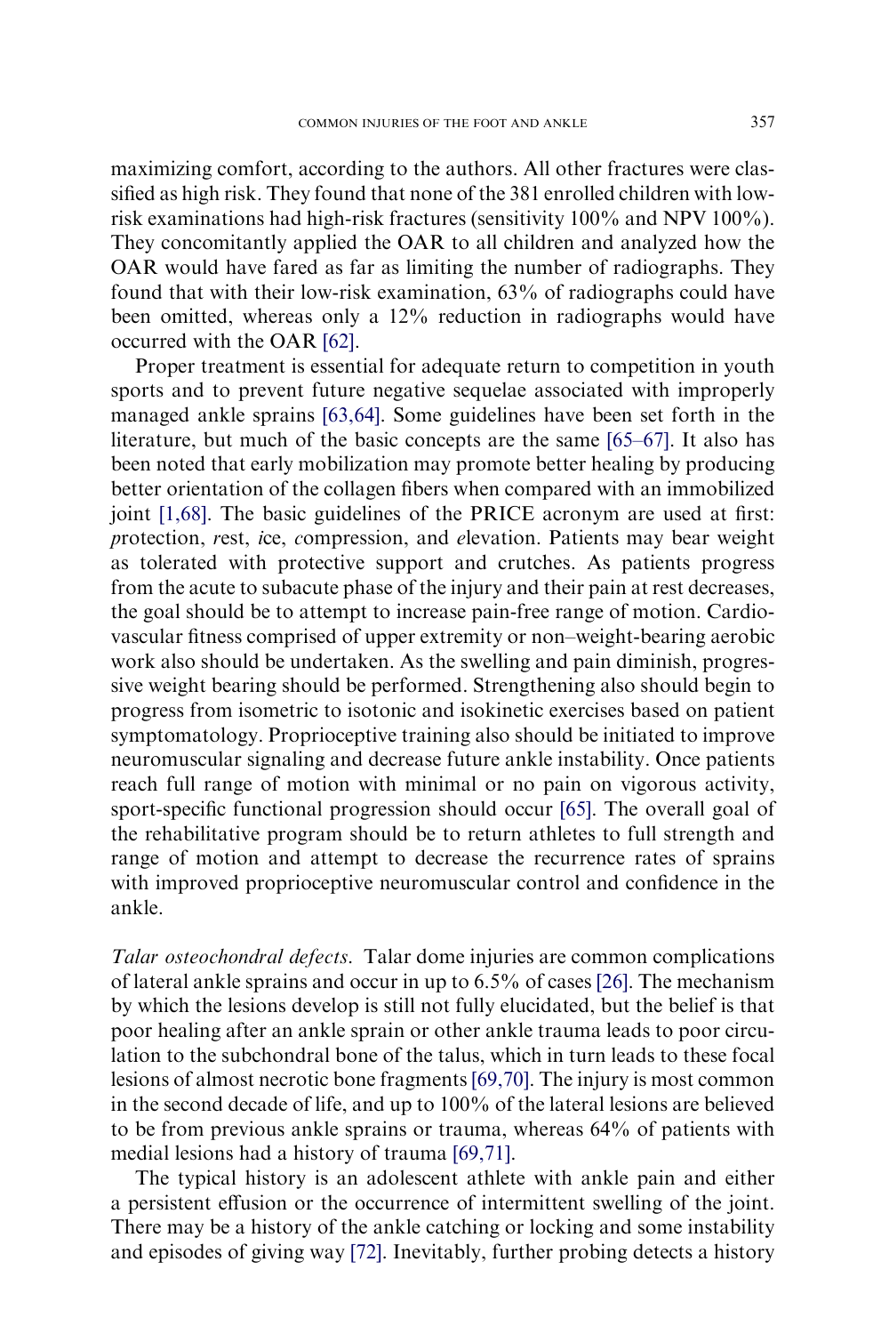maximizing comfort, according to the authors. All other fractures were classified as high risk. They found that none of the 381 enrolled children with low-risk examinations had high-risk fractures (sensitivity 100% and NPV 100%). They concomitantly applied the OAR to all children and analyzed how the OAR would have fared as far as limiting the number of radiographs. They found that with their low-risk examination, 63% of radiographs could have been omitted, whereas only a 12% reduction in radiographs would have occurred with the OAR [62].

Proper treatment is essential for adequate return to competition in youth sports and to prevent future negative sequelae associated with improperly managed ankle sprains [63,64]. Some guidelines have been set forth in the literature, but much of the basic concepts are the same [65–67]. It also has been noted that early mobilization may promote better healing by producing better orientation of the collagen fibers when compared with an immobilized joint [1,68]. The basic guidelines of the PRICE acronym are used at first: *p*rotection, *r*est, *i*ce, *c*ompression, and *e*levation. Patients may bear weight as tolerated with protective support and crutches. As patients progress from the acute to subacute phase of the injury and their pain at rest decreases, the goal should be to attempt to increase pain-free range of motion. Cardiovascular fitness comprised of upper extremity or non–weight-bearing aerobic work also should be undertaken. As the swelling and pain diminish, progressive weight bearing should be performed. Strengthening also should begin to progress from isometric to isotonic and isokinetic exercises based on patient symptomatology. Proprioceptive training also should be initiated to improve neuromuscular signaling and decrease future ankle instability. Once patients reach full range of motion with minimal or no pain on vigorous activity, sport-specific functional progression should occur [65]. The overall goal of the rehabilitative program should be to return athletes to full strength and range of motion and attempt to decrease the recurrence rates of sprains with improved proprioceptive neuromuscular control and confidence in the ankle.

*Talar osteochondral defects*. Talar dome injuries are common complications of lateral ankle sprains and occur in up to 6.5% of cases [26]. The mechanism by which the lesions develop is still not fully elucidated, but the belief is that poor healing after an ankle sprain or other ankle trauma leads to poor circulation to the subchondral bone of the talus, which in turn leads to these focal lesions of almost necrotic bone fragments [69,70]. The injury is most common in the second decade of life, and up to 100% of the lateral lesions are believed to be from previous ankle sprains or trauma, whereas 64% of patients with medial lesions had a history of trauma [69,71].

The typical history is an adolescent athlete with ankle pain and either a persistent effusion or the occurrence of intermittent swelling of the joint. There may be a history of the ankle catching or locking and some instability and episodes of giving way [72]. Inevitably, further probing detects a history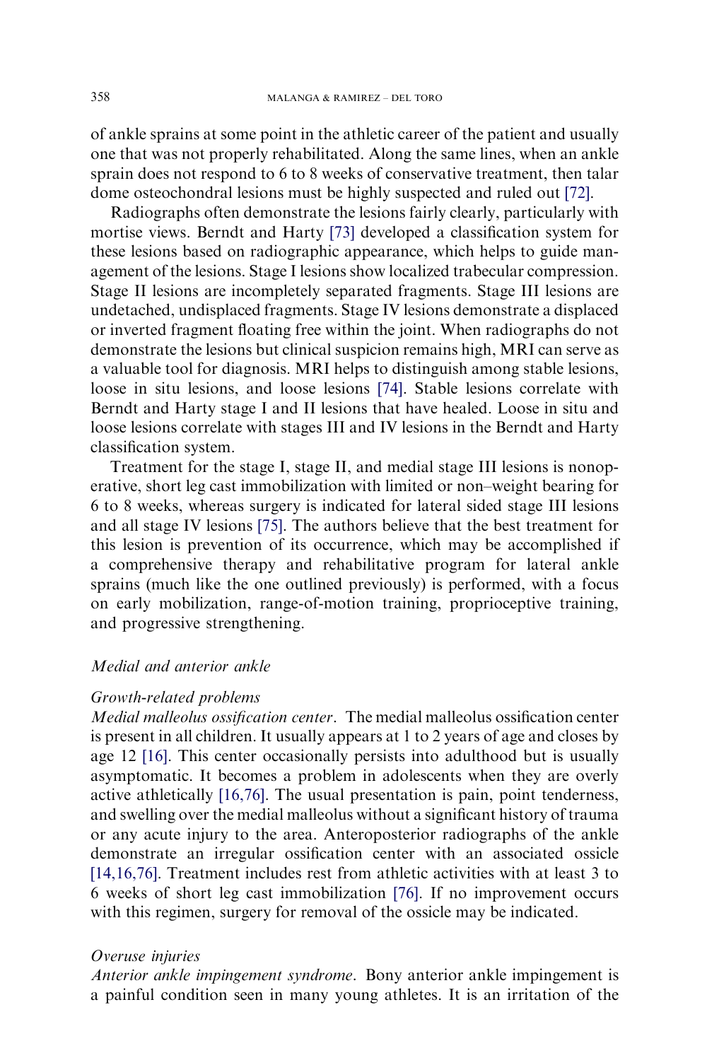of ankle sprains at some point in the athletic career of the patient and usually one that was not properly rehabilitated. Along the same lines, when an ankle sprain does not respond to 6 to 8 weeks of conservative treatment, then talar dome osteochondral lesions must be highly suspected and ruled out [72].

Radiographs often demonstrate the lesions fairly clearly, particularly with mortise views. Berndt and Harty [73] developed a classification system for these lesions based on radiographic appearance, which helps to guide management of the lesions. Stage I lesions show localized trabecular compression. Stage II lesions are incompletely separated fragments. Stage III lesions are undetached, undisplaced fragments. Stage IV lesions demonstrate a displaced or inverted fragment floating free within the joint. When radiographs do not demonstrate the lesions but clinical suspicion remains high, MRI can serve as a valuable tool for diagnosis. MRI helps to distinguish among stable lesions, loose in situ lesions, and loose lesions [74]. Stable lesions correlate with Berndt and Harty stage I and II lesions that have healed. Loose in situ and loose lesions correlate with stages III and IV lesions in the Berndt and Harty classification system.

Treatment for the stage I, stage II, and medial stage III lesions is nonoperative, short leg cast immobilization with limited or non–weight bearing for 6 to 8 weeks, whereas surgery is indicated for lateral sided stage III lesions and all stage IV lesions [75]. The authors believe that the best treatment for this lesion is prevention of its occurrence, which may be accomplished if a comprehensive therapy and rehabilitative program for lateral ankle sprains (much like the one outlined previously) is performed, with a focus on early mobilization, range-of-motion training, proprioceptive training, and progressive strengthening.

### *Medial and anterior ankle*

#### *Growth-related problems*

*Medial malleolus ossification center*. The medial malleolus ossification center is present in all children. It usually appears at 1 to 2 years of age and closes by age 12 [16]. This center occasionally persists into adulthood but is usually asymptomatic. It becomes a problem in adolescents when they are overly active athletically [16,76]. The usual presentation is pain, point tenderness, and swelling over the medial malleolus without a significant history of trauma or any acute injury to the area. Anteroposterior radiographs of the ankle demonstrate an irregular ossification center with an associated ossicle [14,16,76]. Treatment includes rest from athletic activities with at least 3 to 6 weeks of short leg cast immobilization [76]. If no improvement occurs with this regimen, surgery for removal of the ossicle may be indicated.

#### *Overuse injuries*

*Anterior ankle impingement syndrome*. Bony anterior ankle impingement is a painful condition seen in many young athletes. It is an irritation of the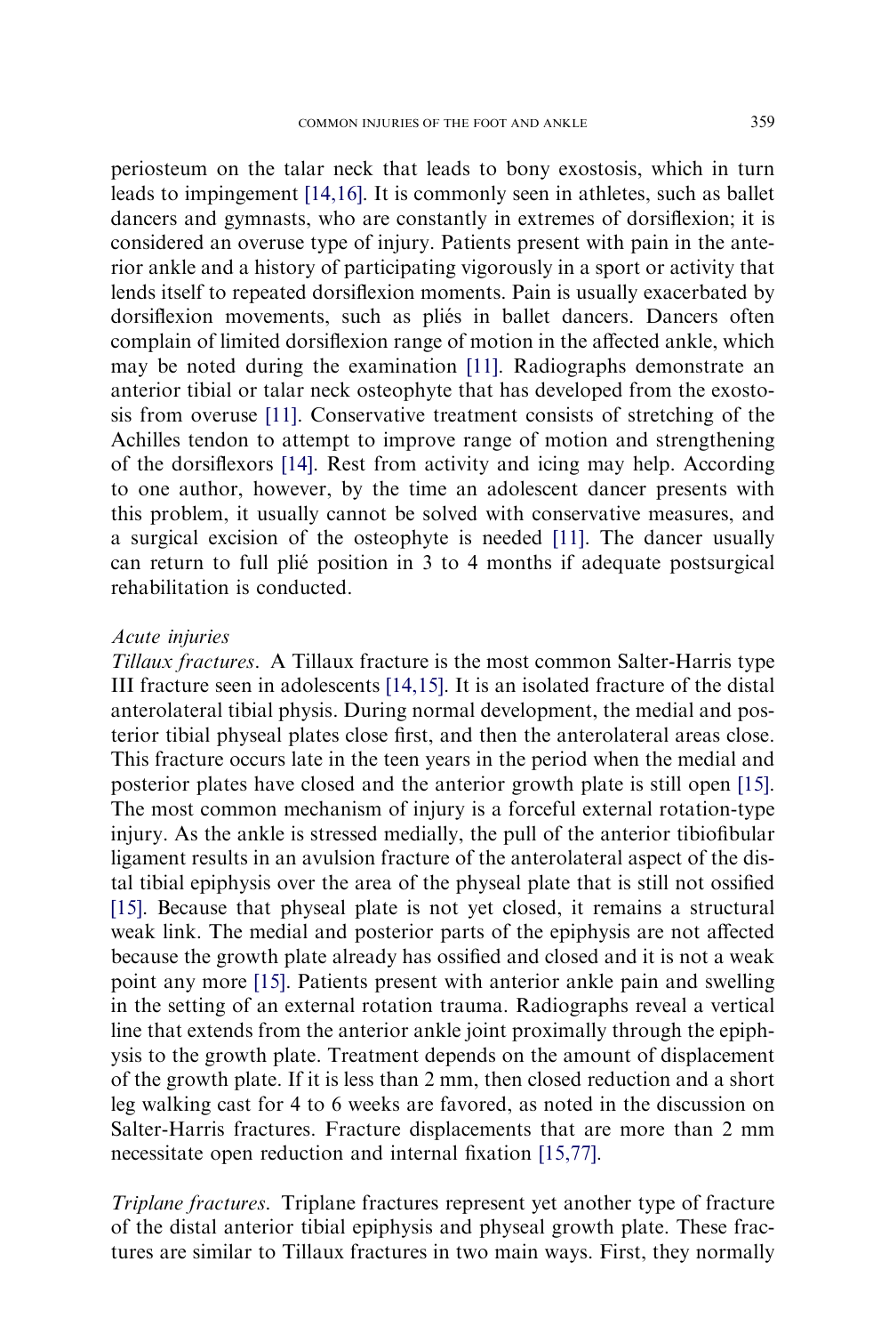periosteum on the talar neck that leads to bony exostosis, which in turn leads to impingement [14,16]. It is commonly seen in athletes, such as ballet dancers and gymnasts, who are constantly in extremes of dorsiflexion; it is considered an overuse type of injury. Patients present with pain in the anterior ankle and a history of participating vigorously in a sport or activity that lends itself to repeated dorsiflexion moments. Pain is usually exacerbated by dorsiflexion movements, such as pliés in ballet dancers. Dancers often complain of limited dorsiflexion range of motion in the affected ankle, which may be noted during the examination [11]. Radiographs demonstrate an anterior tibial or talar neck osteophyte that has developed from the exostosis from overuse [11]. Conservative treatment consists of stretching of the Achilles tendon to attempt to improve range of motion and strengthening of the dorsiflexors [14]. Rest from activity and icing may help. According to one author, however, by the time an adolescent dancer presents with this problem, it usually cannot be solved with conservative measures, and a surgical excision of the osteophyte is needed [11]. The dancer usually can return to full plié position in 3 to 4 months if adequate postsurgical rehabilitation is conducted.

*Acute injuries*

*Tillaux fractures*. A Tillaux fracture is the most common Salter-Harris type III fracture seen in adolescents [14,15]. It is an isolated fracture of the distal anterolateral tibial physis. During normal development, the medial and posterior tibial physeal plates close first, and then the anterolateral areas close. This fracture occurs late in the teen years in the period when the medial and posterior plates have closed and the anterior growth plate is still open [15]. The most common mechanism of injury is a forceful external rotation-type injury. As the ankle is stressed medially, the pull of the anterior tibiofibular ligament results in an avulsion fracture of the anterolateral aspect of the distal tibial epiphysis over the area of the physeal plate that is still not ossified [15]. Because that physeal plate is not yet closed, it remains a structural weak link. The medial and posterior parts of the epiphysis are not affected because the growth plate already has ossified and closed and it is not a weak point any more [15]. Patients present with anterior ankle pain and swelling in the setting of an external rotation trauma. Radiographs reveal a vertical line that extends from the anterior ankle joint proximally through the epiphysis to the growth plate. Treatment depends on the amount of displacement of the growth plate. If it is less than 2 mm, then closed reduction and a short leg walking cast for 4 to 6 weeks are favored, as noted in the discussion on Salter-Harris fractures. Fracture displacements that are more than 2 mm necessitate open reduction and internal fixation [15,77].

*Triplane fractures*. Triplane fractures represent yet another type of fracture of the distal anterior tibial epiphysis and physeal growth plate. These fractures are similar to Tillaux fractures in two main ways. First, they normally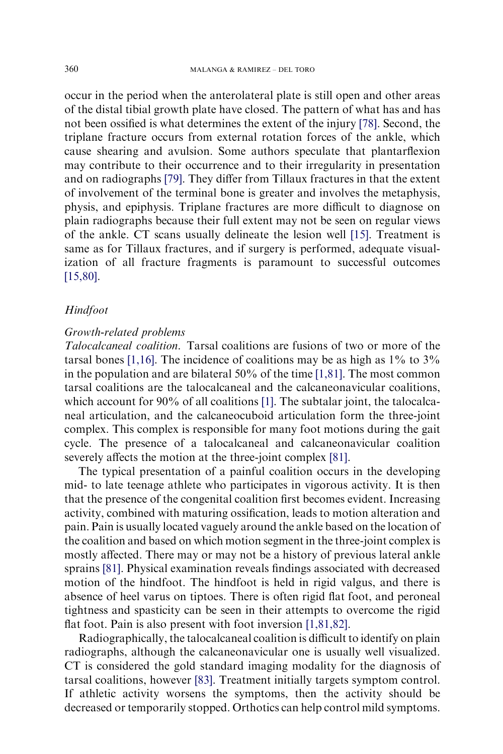occur in the period when the anterolateral plate is still open and other areas of the distal tibial growth plate have closed. The pattern of what has and has not been ossified is what determines the extent of the injury [78]. Second, the triplane fracture occurs from external rotation forces of the ankle, which cause shearing and avulsion. Some authors speculate that plantarflexion may contribute to their occurrence and to their irregularity in presentation and on radiographs [79]. They differ from Tillaux fractures in that the extent of involvement of the terminal bone is greater and involves the metaphysis, physis, and epiphysis. Triplane fractures are more difficult to diagnose on plain radiographs because their full extent may not be seen on regular views of the ankle. CT scans usually delineate the lesion well [15]. Treatment is same as for Tillaux fractures, and if surgery is performed, adequate visualization of all fracture fragments is paramount to successful outcomes [15,80].

## *Hindfoot*

### *Growth-related problems*

*Talocalcaneal coalition.* Tarsal coalitions are fusions of two or more of the tarsal bones [1,16]. The incidence of coalitions may be as high as 1% to 3% in the population and are bilateral 50% of the time [1,81]. The most common tarsal coalitions are the talocalcaneal and the calcaneonavicular coalitions, which account for 90% of all coalitions [1]. The subtalar joint, the talocalcaneal articulation, and the calcaneocuboid articulation form the three-joint complex. This complex is responsible for many foot motions during the gait cycle. The presence of a talocalcaneal and calcaneonavicular coalition severely affects the motion at the three-joint complex [81].

The typical presentation of a painful coalition occurs in the developing mid- to late teenage athlete who participates in vigorous activity. It is then that the presence of the congenital coalition first becomes evident. Increasing activity, combined with maturing ossification, leads to motion alteration and pain. Pain is usually located vaguely around the ankle based on the location of the coalition and based on which motion segment in the three-joint complex is mostly affected. There may or may not be a history of previous lateral ankle sprains [81]. Physical examination reveals findings associated with decreased motion of the hindfoot. The hindfoot is held in rigid valgus, and there is absence of heel varus on tiptoes. There is often rigid flat foot, and peroneal tightness and spasticity can be seen in their attempts to overcome the rigid flat foot. Pain is also present with foot inversion [1,81,82].

Radiographically, the talocalcaneal coalition is difficult to identify on plain radiographs, although the calcaneonavicular one is usually well visualized. CT is considered the gold standard imaging modality for the diagnosis of tarsal coalitions, however [83]. Treatment initially targets symptom control. If athletic activity worsens the symptoms, then the activity should be decreased or temporarily stopped. Orthotics can help control mild symptoms.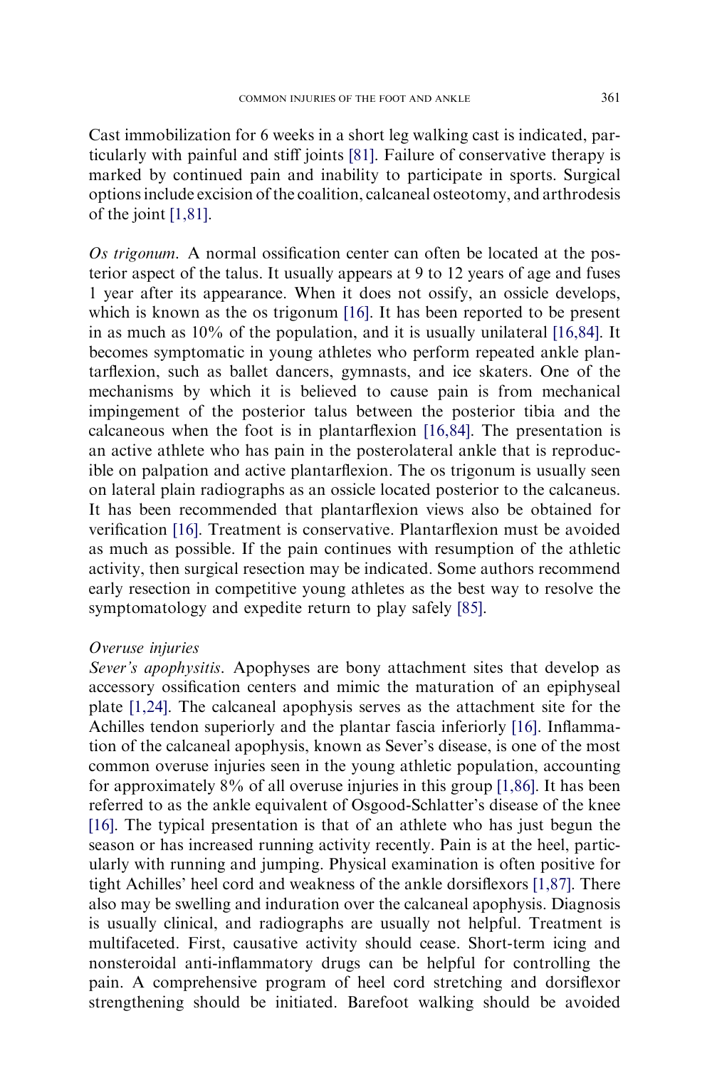Cast immobilization for 6 weeks in a short leg walking cast is indicated, particularly with painful and stiff joints [81]. Failure of conservative therapy is marked by continued pain and inability to participate in sports. Surgical options include excision of the coalition, calcaneal osteotomy, and arthrodesis of the joint [1,81].

*Os trigonum*. A normal ossification center can often be located at the posterior aspect of the talus. It usually appears at 9 to 12 years of age and fuses 1 year after its appearance. When it does not ossify, an ossicle develops, which is known as the os trigonum [16]. It has been reported to be present in as much as 10% of the population, and it is usually unilateral [16,84]. It becomes symptomatic in young athletes who perform repeated ankle plantarflexion, such as ballet dancers, gymnasts, and ice skaters. One of the mechanisms by which it is believed to cause pain is from mechanical impingement of the posterior talus between the posterior tibia and the calcaneous when the foot is in plantarflexion [16,84]. The presentation is an active athlete who has pain in the posterolateral ankle that is reproducible on palpation and active plantarflexion. The os trigonum is usually seen on lateral plain radiographs as an ossicle located posterior to the calcaneus. It has been recommended that plantarflexion views also be obtained for verification [16]. Treatment is conservative. Plantarflexion must be avoided as much as possible. If the pain continues with resumption of the athletic activity, then surgical resection may be indicated. Some authors recommend early resection in competitive young athletes as the best way to resolve the symptomatology and expedite return to play safely [85].

*Overuse injuries*

*Sever's apophysitis*. Apophyses are bony attachment sites that develop as accessory ossification centers and mimic the maturation of an epiphyseal plate [1,24]. The calcaneal apophysis serves as the attachment site for the Achilles tendon superiorly and the plantar fascia inferiorly [16]. Inflammation of the calcaneal apophysis, known as Sever's disease, is one of the most common overuse injuries seen in the young athletic population, accounting for approximately 8% of all overuse injuries in this group [1,86]. It has been referred to as the ankle equivalent of Osgood-Schlatter's disease of the knee [16]. The typical presentation is that of an athlete who has just begun the season or has increased running activity recently. Pain is at the heel, particularly with running and jumping. Physical examination is often positive for tight Achilles' heel cord and weakness of the ankle dorsiflexors [1,87]. There also may be swelling and induration over the calcaneal apophysis. Diagnosis is usually clinical, and radiographs are usually not helpful. Treatment is multifaceted. First, causative activity should cease. Short-term icing and nonsteroidal anti-inflammatory drugs can be helpful for controlling the pain. A comprehensive program of heel cord stretching and dorsiflexor strengthening should be initiated. Barefoot walking should be avoided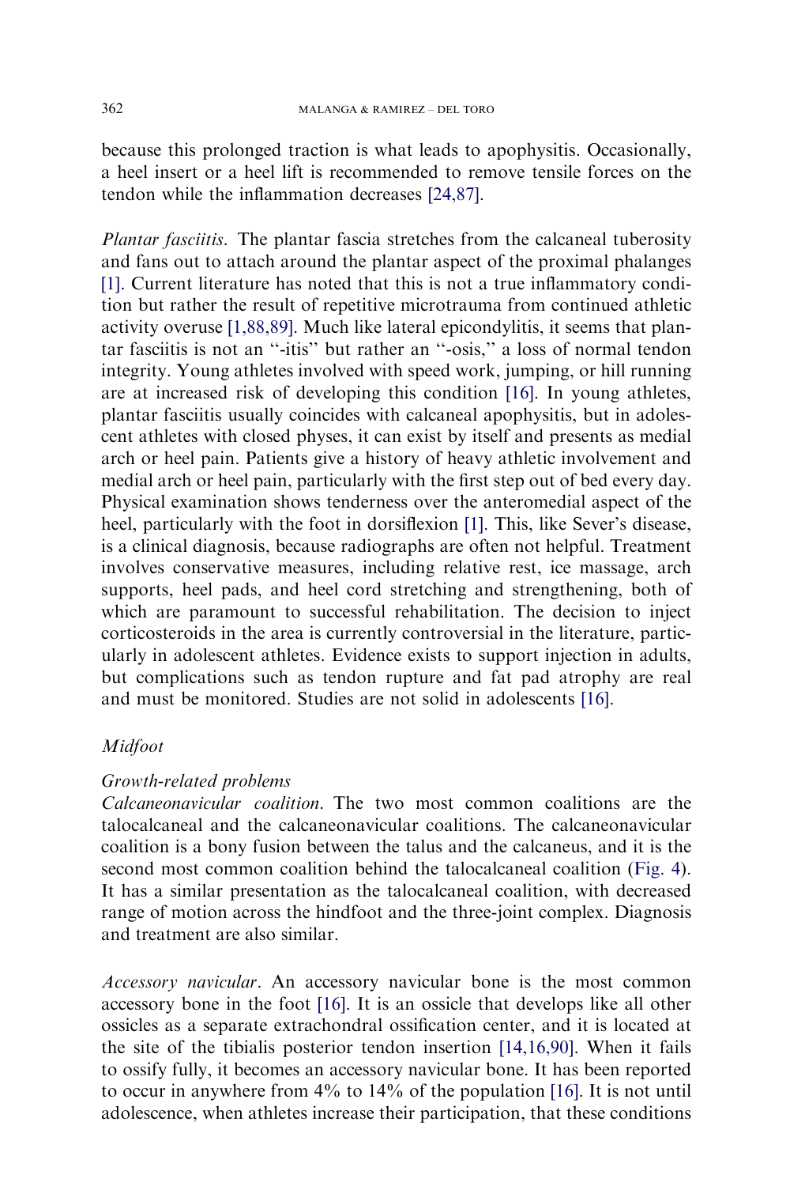because this prolonged traction is what leads to apophysitis. Occasionally, a heel insert or a heel lift is recommended to remove tensile forces on the tendon while the inflammation decreases [24,87].

*Plantar fasciitis*. The plantar fascia stretches from the calcaneal tuberosity and fans out to attach around the plantar aspect of the proximal phalanges [1]. Current literature has noted that this is not a true inflammatory condition but rather the result of repetitive microtrauma from continued athletic activity overuse [1,88,89]. Much like lateral epicondylitis, it seems that plantar fasciitis is not an ''-itis'' but rather an ''-osis,'' a loss of normal tendon integrity. Young athletes involved with speed work, jumping, or hill running are at increased risk of developing this condition [16]. In young athletes, plantar fasciitis usually coincides with calcaneal apophysitis, but in adolescent athletes with closed physes, it can exist by itself and presents as medial arch or heel pain. Patients give a history of heavy athletic involvement and medial arch or heel pain, particularly with the first step out of bed every day. Physical examination shows tenderness over the anteromedial aspect of the heel, particularly with the foot in dorsiflexion [1]. This, like Sever's disease, is a clinical diagnosis, because radiographs are often not helpful. Treatment involves conservative measures, including relative rest, ice massage, arch supports, heel pads, and heel cord stretching and strengthening, both of which are paramount to successful rehabilitation. The decision to inject corticosteroids in the area is currently controversial in the literature, particularly in adolescent athletes. Evidence exists to support injection in adults, but complications such as tendon rupture and fat pad atrophy are real and must be monitored. Studies are not solid in adolescents [16].

### *Midfoot*

#### *Growth-related problems*

*Calcaneonavicular coalition*. The two most common coalitions are the talocalcaneal and the calcaneonavicular coalitions. The calcaneonavicular coalition is a bony fusion between the talus and the calcaneus, and it is the second most common coalition behind the talocalcaneal coalition (Fig. 4). It has a similar presentation as the talocalcaneal coalition, with decreased range of motion across the hindfoot and the three-joint complex. Diagnosis and treatment are also similar.

*Accessory navicular*. An accessory navicular bone is the most common accessory bone in the foot [16]. It is an ossicle that develops like all other ossicles as a separate extrachondral ossification center, and it is located at the site of the tibialis posterior tendon insertion [14,16,90]. When it fails to ossify fully, it becomes an accessory navicular bone. It has been reported to occur in anywhere from 4% to 14% of the population [16]. It is not until adolescence, when athletes increase their participation, that these conditions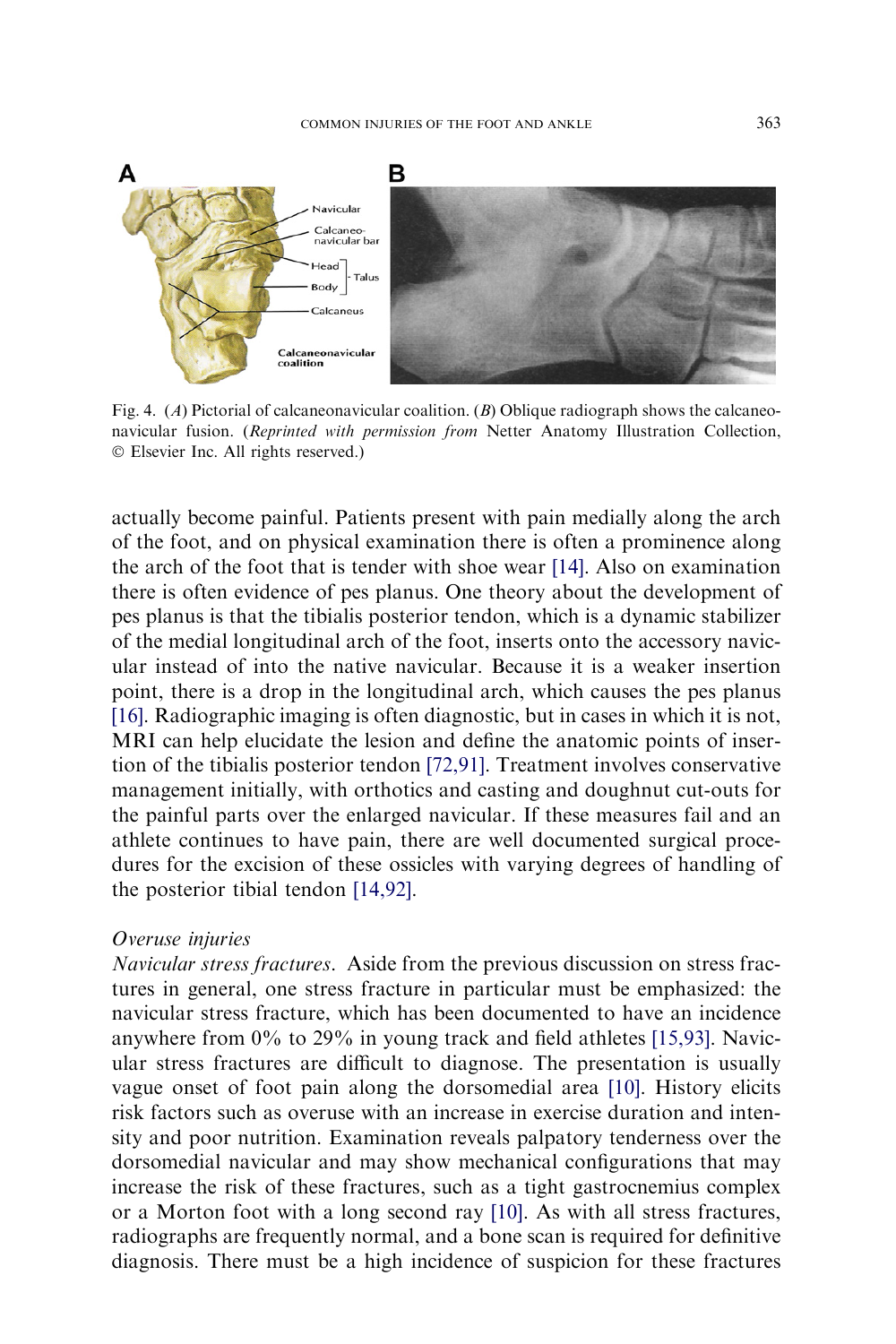Fig. 4. (*A*) Pictorial of calcaneonavicular coalition. (*B*) Oblique radiograph shows the calcaneonavicular fusion. (*Reprinted with permission from* Netter Anatomy Illustration Collection, © Elsevier Inc. All rights reserved.)

actually become painful. Patients present with pain medially along the arch of the foot, and on physical examination there is often a prominence along the arch of the foot that is tender with shoe wear [14]. Also on examination there is often evidence of pes planus. One theory about the development of pes planus is that the tibialis posterior tendon, which is a dynamic stabilizer of the medial longitudinal arch of the foot, inserts onto the accessory navicular instead of into the native navicular. Because it is a weaker insertion point, there is a drop in the longitudinal arch, which causes the pes planus [16]. Radiographic imaging is often diagnostic, but in cases in which it is not, MRI can help elucidate the lesion and define the anatomic points of insertion of the tibialis posterior tendon [72,91]. Treatment involves conservative management initially, with orthotics and casting and doughnut cut-outs for the painful parts over the enlarged navicular. If these measures fail and an athlete continues to have pain, there are well documented surgical procedures for the excision of these ossicles with varying degrees of handling of the posterior tibial tendon [14,92].

*Overuse injuries*

*Navicular stress fractures*. Aside from the previous discussion on stress fractures in general, one stress fracture in particular must be emphasized: the navicular stress fracture, which has been documented to have an incidence anywhere from 0% to 29% in young track and field athletes [15,93]. Navicular stress fractures are difficult to diagnose. The presentation is usually vague onset of foot pain along the dorsomedial area [10]. History elicits risk factors such as overuse with an increase in exercise duration and intensity and poor nutrition. Examination reveals palpatory tenderness over the dorsomedial navicular and may show mechanical configurations that may increase the risk of these fractures, such as a tight gastrocnemius complex or a Morton foot with a long second ray [10]. As with all stress fractures, radiographs are frequently normal, and a bone scan is required for definitive diagnosis. There must be a high incidence of suspicion for these fractures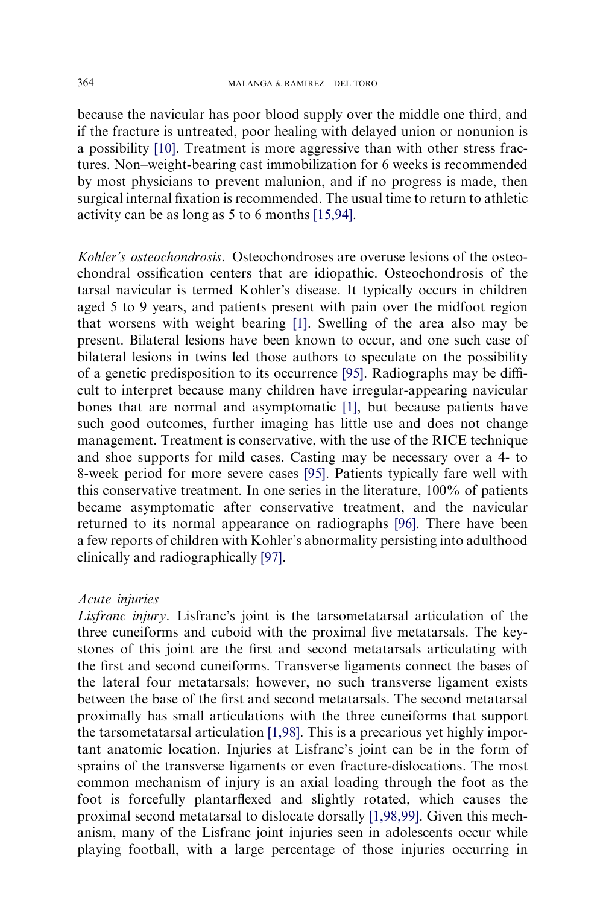because the navicular has poor blood supply over the middle one third, and if the fracture is untreated, poor healing with delayed union or nonunion is a possibility [10]. Treatment is more aggressive than with other stress fractures. Non–weight-bearing cast immobilization for 6 weeks is recommended by most physicians to prevent malunion, and if no progress is made, then surgical internal fixation is recommended. The usual time to return to athletic activity can be as long as 5 to 6 months [15,94].

*Kohler's osteochondrosis*. Osteochondroses are overuse lesions of the osteochondral ossification centers that are idiopathic. Osteochondrosis of the tarsal navicular is termed Kohler's disease. It typically occurs in children aged 5 to 9 years, and patients present with pain over the midfoot region that worsens with weight bearing [1]. Swelling of the area also may be present. Bilateral lesions have been known to occur, and one such case of bilateral lesions in twins led those authors to speculate on the possibility of a genetic predisposition to its occurrence [95]. Radiographs may be difficult to interpret because many children have irregular-appearing navicular bones that are normal and asymptomatic [1], but because patients have such good outcomes, further imaging has little use and does not change management. Treatment is conservative, with the use of the RICE technique and shoe supports for mild cases. Casting may be necessary over a 4- to 8-week period for more severe cases [95]. Patients typically fare well with this conservative treatment. In one series in the literature, 100% of patients became asymptomatic after conservative treatment, and the navicular returned to its normal appearance on radiographs [96]. There have been a few reports of children with Kohler's abnormality persisting into adulthood clinically and radiographically [97].

*Acute injuries*

*Lisfranc injury*. Lisfranc's joint is the tarsometatarsal articulation of the three cuneiforms and cuboid with the proximal five metatarsals. The keystones of this joint are the first and second metatarsals articulating with the first and second cuneiforms. Transverse ligaments connect the bases of the lateral four metatarsals; however, no such transverse ligament exists between the base of the first and second metatarsals. The second metatarsal proximally has small articulations with the three cuneiforms that support the tarsometatarsal articulation [1,98]. This is a precarious yet highly important anatomic location. Injuries at Lisfranc's joint can be in the form of sprains of the transverse ligaments or even fracture-dislocations. The most common mechanism of injury is an axial loading through the foot as the foot is forcefully plantarflexed and slightly rotated, which causes the proximal second metatarsal to dislocate dorsally [1,98,99]. Given this mechanism, many of the Lisfranc joint injuries seen in adolescents occur while playing football, with a large percentage of those injuries occurring in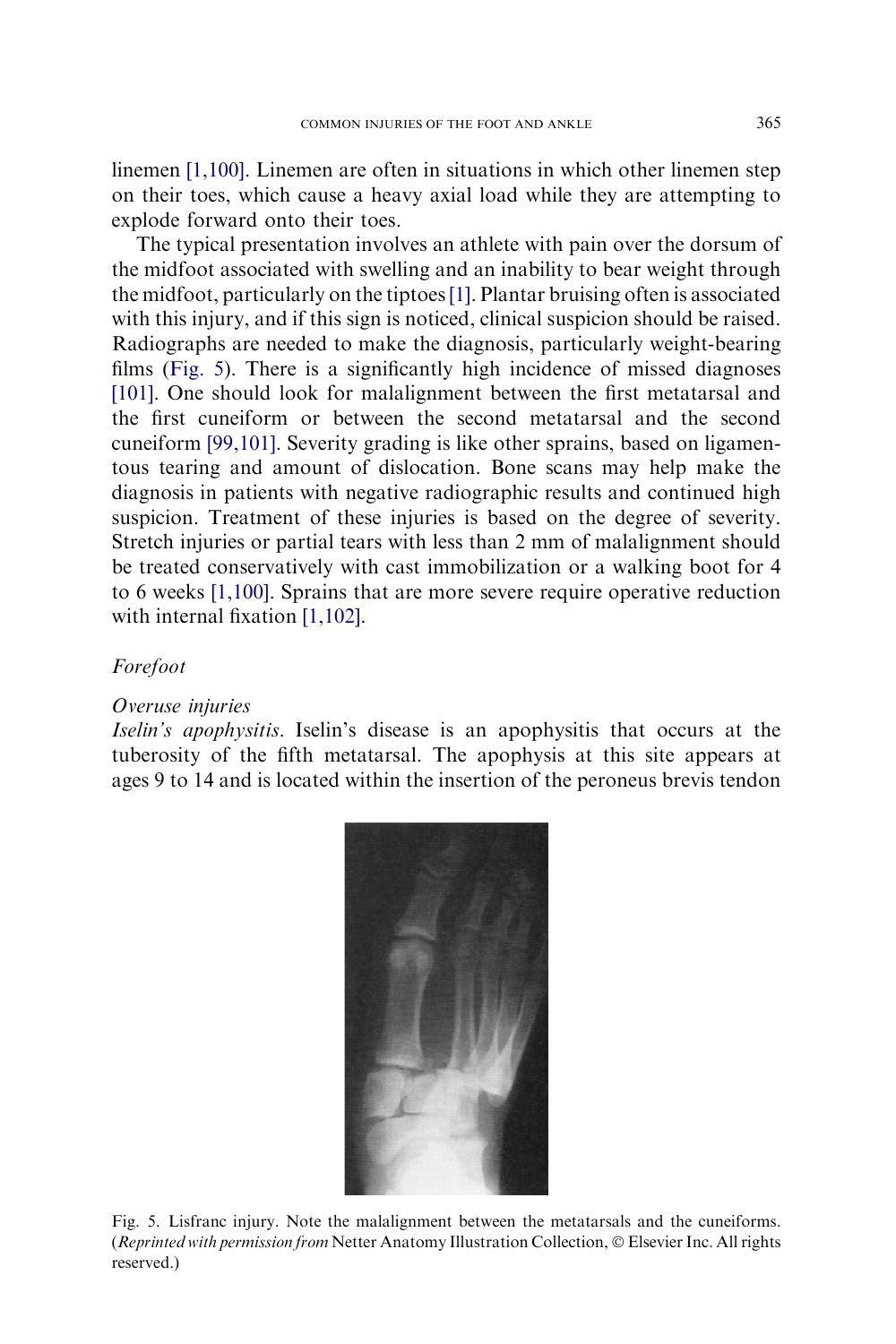linemen [1,100]. Linemen are often in situations in which other linemen step on their toes, which cause a heavy axial load while they are attempting to explode forward onto their toes.

The typical presentation involves an athlete with pain over the dorsum of the midfoot associated with swelling and an inability to bear weight through the midfoot, particularly on the tiptoes [1]. Plantar bruising often is associated with this injury, and if this sign is noticed, clinical suspicion should be raised. Radiographs are needed to make the diagnosis, particularly weight-bearing films (Fig. 5). There is a significantly high incidence of missed diagnoses [101]. One should look for malalignment between the first metatarsal and the first cuneiform or between the second metatarsal and the second cuneiform [99,101]. Severity grading is like other sprains, based on ligamentous tearing and amount of dislocation. Bone scans may help make the diagnosis in patients with negative radiographic results and continued high suspicion. Treatment of these injuries is based on the degree of severity. Stretch injuries or partial tears with less than 2 mm of malalignment should be treated conservatively with cast immobilization or a walking boot for 4 to 6 weeks [1,100]. Sprains that are more severe require operative reduction with internal fixation [1,102].

### *Forefoot*

#### *Overuse injuries*

*Iselin's apophysitis*. Iselin's disease is an apophysitis that occurs at the tuberosity of the fifth metatarsal. The apophysis at this site appears at ages 9 to 14 and is located within the insertion of the peroneus brevis tendon

Fig. 5. Lisfranc injury. Note the malalignment between the metatarsals and the cuneiforms. (*Reprinted with permission from* Netter Anatomy Illustration Collection, © Elsevier Inc. All rights reserved.)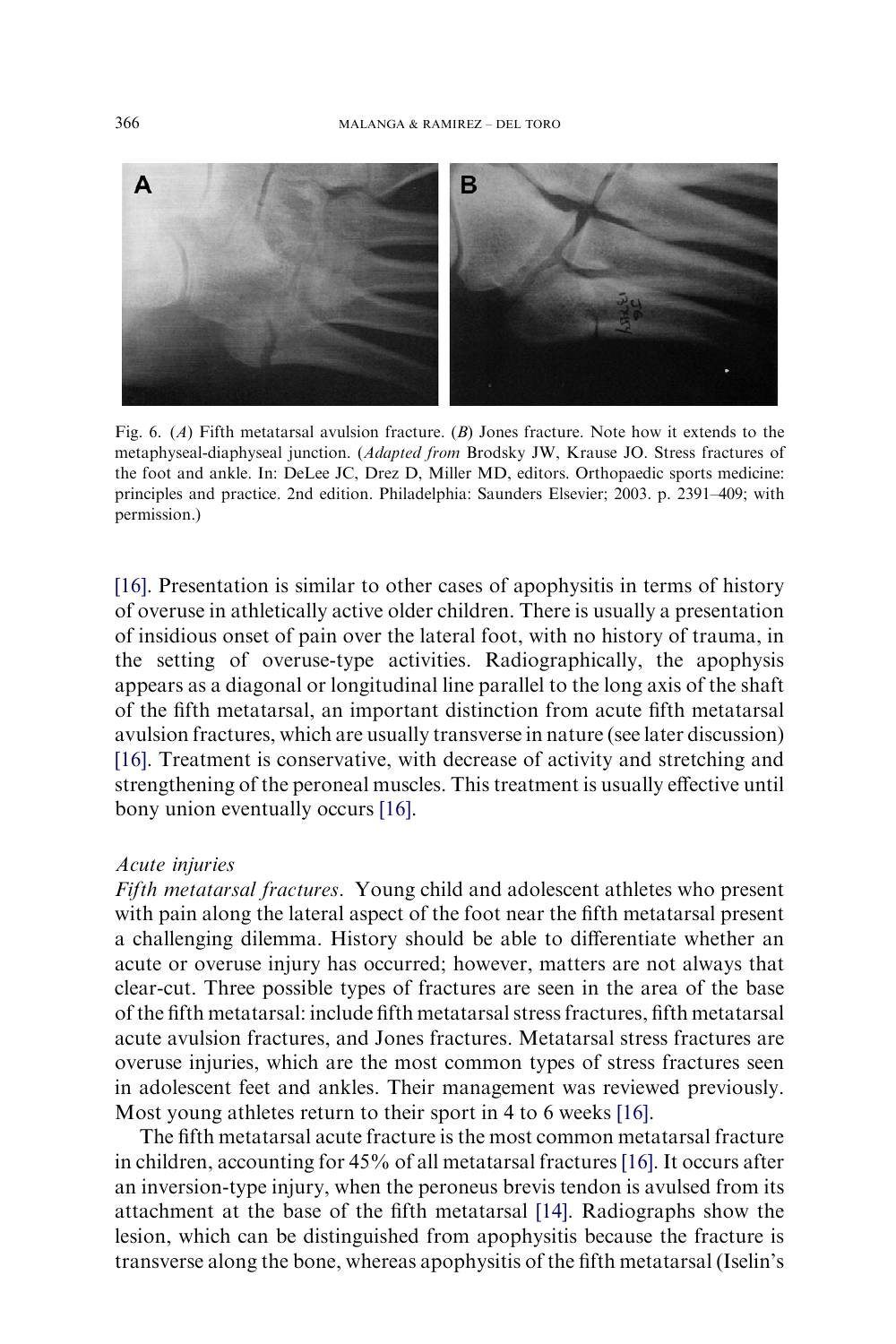Fig. 6. (*A*) Fifth metatarsal avulsion fracture. (*B*) Jones fracture. Note how it extends to the metaphyseal-diaphyseal junction. (*Adapted from* Brodsky JW, Krause JO. Stress fractures of the foot and ankle. In: DeLee JC, Drez D, Miller MD, editors. Orthopaedic sports medicine: principles and practice. 2nd edition. Philadelphia: Saunders Elsevier; 2003. p. 2391–409; with permission.)

[16]. Presentation is similar to other cases of apophysitis in terms of history of overuse in athletically active older children. There is usually a presentation of insidious onset of pain over the lateral foot, with no history of trauma, in the setting of overuse-type activities. Radiographically, the apophysis appears as a diagonal or longitudinal line parallel to the long axis of the shaft of the fifth metatarsal, an important distinction from acute fifth metatarsal avulsion fractures, which are usually transverse in nature (see later discussion) [16]. Treatment is conservative, with decrease of activity and stretching and strengthening of the peroneal muscles. This treatment is usually effective until bony union eventually occurs [16].

### *Acute injuries*

*Fifth metatarsal fractures*. Young child and adolescent athletes who present with pain along the lateral aspect of the foot near the fifth metatarsal present a challenging dilemma. History should be able to differentiate whether an acute or overuse injury has occurred; however, matters are not always that clear-cut. Three possible types of fractures are seen in the area of the base of the fifth metatarsal: include fifth metatarsal stress fractures, fifth metatarsal acute avulsion fractures, and Jones fractures. Metatarsal stress fractures are overuse injuries, which are the most common types of stress fractures seen in adolescent feet and ankles. Their management was reviewed previously. Most young athletes return to their sport in 4 to 6 weeks [16].

The fifth metatarsal acute fracture is the most common metatarsal fracture in children, accounting for 45% of all metatarsal fractures [16]. It occurs after an inversion-type injury, when the peroneus brevis tendon is avulsed from its attachment at the base of the fifth metatarsal [14]. Radiographs show the lesion, which can be distinguished from apophysitis because the fracture is transverse along the bone, whereas apophysitis of the fifth metatarsal (Iselin's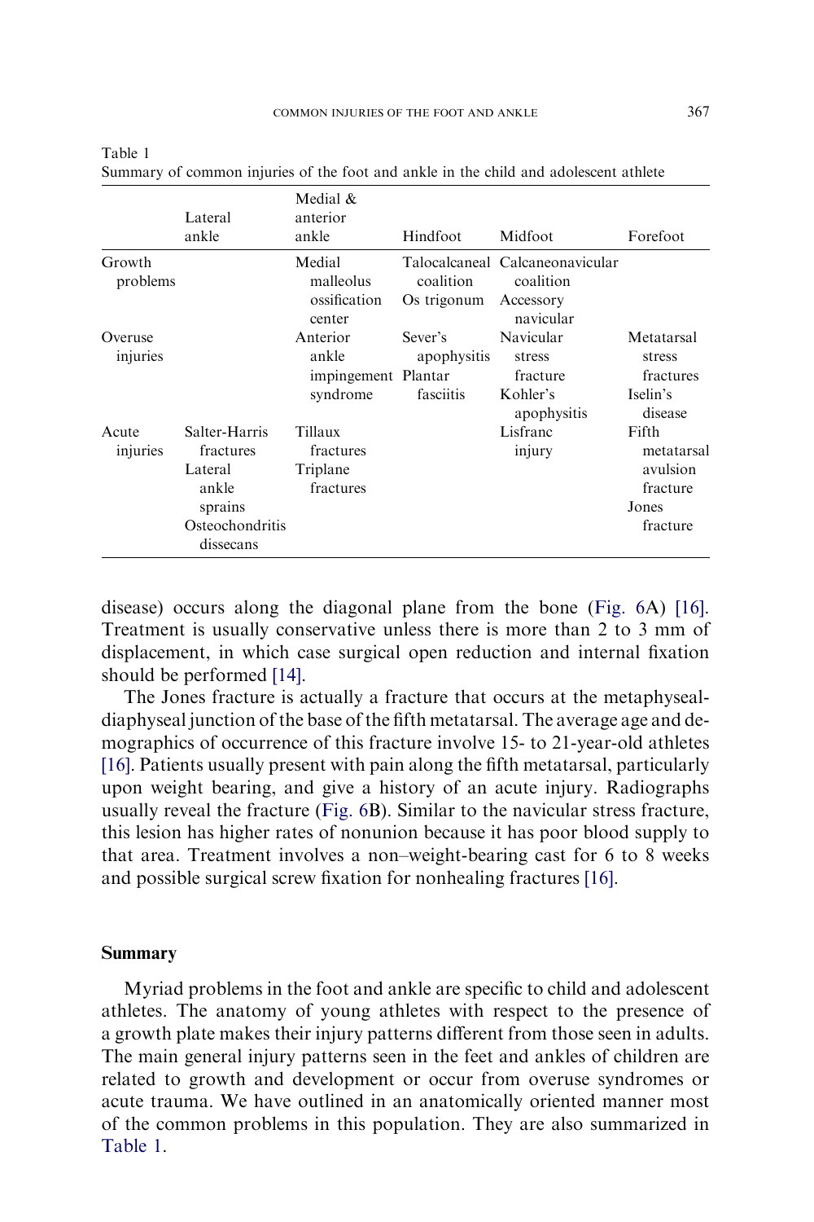Table 1
Summary of common injuries of the foot and ankle in the child and adolescent athlete

| | Lateral ankle | Medial & anterior ankle | Hindfoot | Midfoot | Forefoot |
|---|---|---|---|---|---|
| Growth problems | | Medial malleolus ossification center | Talocalcaneal coalition<br>Os trigonum | Calcaneonavicular coalition<br>Accessory navicular | |
| Overuse injuries | | Anterior ankle impingement syndrome | Sever's apophysitis<br>Plantar fasciitis | Navicular stress fracture<br>Kohler's apophysitis | Metatarsal stress fractures<br>Iselin's disease |
| Acute injuries | Salter-Harris fractures<br>Lateral ankle sprains<br>Osteochondritis dissecans | Tillaux fractures<br>Triplane fractures | | Lisfranc injury | Fifth metatarsal avulsion fracture<br>Jones fracture |

disease) occurs along the diagonal plane from the bone (Fig. 6A) [16]. Treatment is usually conservative unless there is more than 2 to 3 mm of displacement, in which case surgical open reduction and internal fixation should be performed [14].

The Jones fracture is actually a fracture that occurs at the metaphyseal-diaphyseal junction of the base of the fifth metatarsal. The average age and demographics of occurrence of this fracture involve 15- to 21-year-old athletes [16]. Patients usually present with pain along the fifth metatarsal, particularly upon weight bearing, and give a history of an acute injury. Radiographs usually reveal the fracture (Fig. 6B). Similar to the navicular stress fracture, this lesion has higher rates of nonunion because it has poor blood supply to that area. Treatment involves a non–weight-bearing cast for 6 to 8 weeks and possible surgical screw fixation for nonhealing fractures [16].

## Summary

Myriad problems in the foot and ankle are specific to child and adolescent athletes. The anatomy of young athletes with respect to the presence of a growth plate makes their injury patterns different from those seen in adults. The main general injury patterns seen in the feet and ankles of children are related to growth and development or occur from overuse syndromes or acute trauma. We have outlined in an anatomically oriented manner most of the common problems in this population. They are also summarized in Table 1.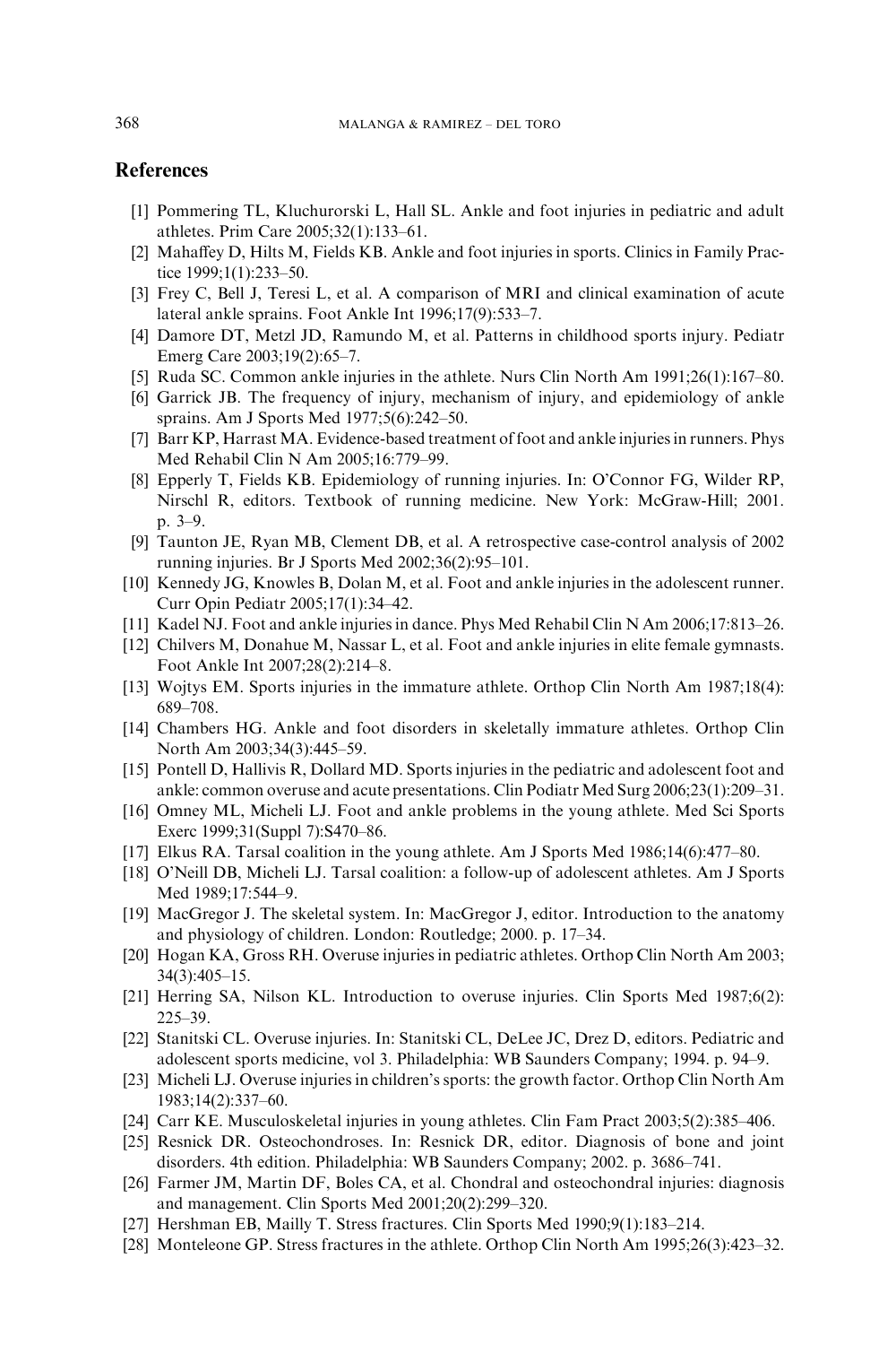## References

[1] Pommering TL, Kluchurorski L, Hall SL. Ankle and foot injuries in pediatric and adult athletes. Prim Care 2005;32(1):133–61.

[2] Mahaffey D, Hilts M, Fields KB. Ankle and foot injuries in sports. Clinics in Family Practice 1999;1(1):233–50.

[3] Frey C, Bell J, Teresi L, et al. A comparison of MRI and clinical examination of acute lateral ankle sprains. Foot Ankle Int 1996;17(9):533–7.

[4] Damore DT, Metzl JD, Ramundo M, et al. Patterns in childhood sports injury. Pediatr Emerg Care 2003;19(2):65–7.

[5] Ruda SC. Common ankle injuries in the athlete. Nurs Clin North Am 1991;26(1):167–80.

[6] Garrick JB. The frequency of injury, mechanism of injury, and epidemiology of ankle sprains. Am J Sports Med 1977;5(6):242–50.

[7] Barr KP, Harrast MA. Evidence-based treatment of foot and ankle injuries in runners. Phys Med Rehabil Clin N Am 2005;16:779–99.

[8] Epperly T, Fields KB. Epidemiology of running injuries. In: O'Connor FG, Wilder RP, Nirschl R, editors. Textbook of running medicine. New York: McGraw-Hill; 2001. p. 3–9.

[9] Taunton JE, Ryan MB, Clement DB, et al. A retrospective case-control analysis of 2002 running injuries. Br J Sports Med 2002;36(2):95–101.

[10] Kennedy JG, Knowles B, Dolan M, et al. Foot and ankle injuries in the adolescent runner. Curr Opin Pediatr 2005;17(1):34–42.

[11] Kadel NJ. Foot and ankle injuries in dance. Phys Med Rehabil Clin N Am 2006;17:813–26.

[12] Chilvers M, Donahue M, Nassar L, et al. Foot and ankle injuries in elite female gymnasts. Foot Ankle Int 2007;28(2):214–8.

[13] Wojtys EM. Sports injuries in the immature athlete. Orthop Clin North Am 1987;18(4): 689–708.

[14] Chambers HG. Ankle and foot disorders in skeletally immature athletes. Orthop Clin North Am 2003;34(3):445–59.

[15] Pontell D, Hallivis R, Dollard MD. Sports injuries in the pediatric and adolescent foot and ankle: common overuse and acute presentations. Clin Podiatr Med Surg 2006;23(1):209–31.

[16] Omney ML, Micheli LJ. Foot and ankle problems in the young athlete. Med Sci Sports Exerc 1999;31(Suppl 7):S470–86.

[17] Elkus RA. Tarsal coalition in the young athlete. Am J Sports Med 1986;14(6):477–80.

[18] O'Neill DB, Micheli LJ. Tarsal coalition: a follow-up of adolescent athletes. Am J Sports Med 1989;17:544–9.

[19] MacGregor J. The skeletal system. In: MacGregor J, editor. Introduction to the anatomy and physiology of children. London: Routledge; 2000. p. 17–34.

[20] Hogan KA, Gross RH. Overuse injuries in pediatric athletes. Orthop Clin North Am 2003; 34(3):405–15.

[21] Herring SA, Nilson KL. Introduction to overuse injuries. Clin Sports Med 1987;6(2): 225–39.

[22] Stanitski CL. Overuse injuries. In: Stanitski CL, DeLee JC, Drez D, editors. Pediatric and adolescent sports medicine, vol 3. Philadelphia: WB Saunders Company; 1994. p. 94–9.

[23] Micheli LJ. Overuse injuries in children's sports: the growth factor. Orthop Clin North Am 1983;14(2):337–60.

[24] Carr KE. Musculoskeletal injuries in young athletes. Clin Fam Pract 2003;5(2):385–406.

[25] Resnick DR. Osteochondroses. In: Resnick DR, editor. Diagnosis of bone and joint disorders. 4th edition. Philadelphia: WB Saunders Company; 2002. p. 3686–741.

[26] Farmer JM, Martin DF, Boles CA, et al. Chondral and osteochondral injuries: diagnosis and management. Clin Sports Med 2001;20(2):299–320.

[27] Hershman EB, Mailly T. Stress fractures. Clin Sports Med 1990;9(1):183–214.

[28] Monteleone GP. Stress fractures in the athlete. Orthop Clin North Am 1995;26(3):423–32.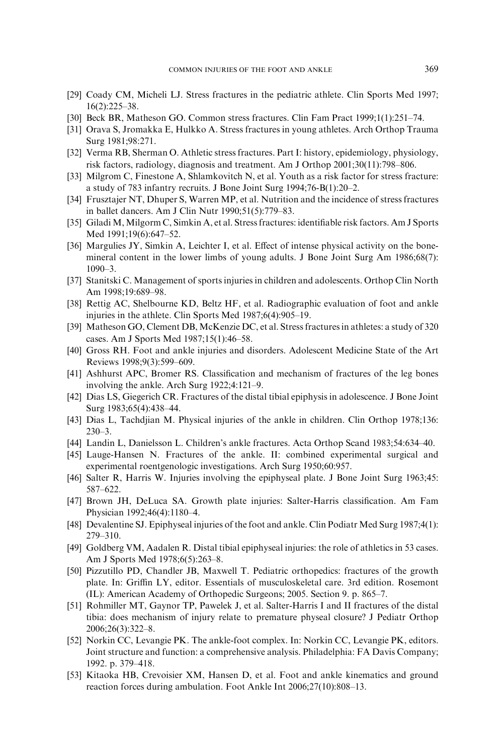[29] Coady CM, Micheli LJ. Stress fractures in the pediatric athlete. Clin Sports Med 1997; 16(2):225–38.

[30] Beck BR, Matheson GO. Common stress fractures. Clin Fam Pract 1999;1(1):251–74.

[31] Orava S, Jromakka E, Hulkko A. Stress fractures in young athletes. Arch Orthop Trauma Surg 1981;98:271.

[32] Verma RB, Sherman O. Athletic stress fractures. Part I: history, epidemiology, physiology, risk factors, radiology, diagnosis and treatment. Am J Orthop 2001;30(11):798–806.

[33] Milgrom C, Finestone A, Shlamkovitch N, et al. Youth as a risk factor for stress fracture: a study of 783 infantry recruits. J Bone Joint Surg 1994;76-B(1):20–2.

[34] Frusztajer NT, Dhuper S, Warren MP, et al. Nutrition and the incidence of stress fractures in ballet dancers. Am J Clin Nutr 1990;51(5):779–83.

[35] Giladi M, Milgorm C, Simkin A, et al. Stress fractures: identifiable risk factors. Am J Sports Med 1991;19(6):647–52.

[36] Margulies JY, Simkin A, Leichter I, et al. Effect of intense physical activity on the bone-mineral content in the lower limbs of young adults. J Bone Joint Surg Am 1986;68(7): 1090–3.

[37] Stanitski C. Management of sports injuries in children and adolescents. Orthop Clin North Am 1998;19:689–98.

[38] Rettig AC, Shelbourne KD, Beltz HF, et al. Radiographic evaluation of foot and ankle injuries in the athlete. Clin Sports Med 1987;6(4):905–19.

[39] Matheson GO, Clement DB, McKenzie DC, et al. Stress fractures in athletes: a study of 320 cases. Am J Sports Med 1987;15(1):46–58.

[40] Gross RH. Foot and ankle injuries and disorders. Adolescent Medicine State of the Art Reviews 1998;9(3):599–609.

[41] Ashhurst APC, Bromer RS. Classification and mechanism of fractures of the leg bones involving the ankle. Arch Surg 1922;4:121–9.

[42] Dias LS, Giegerich CR. Fractures of the distal tibial epiphysis in adolescence. J Bone Joint Surg 1983;65(4):438–44.

[43] Dias L, Tachdjian M. Physical injuries of the ankle in children. Clin Orthop 1978;136: 230–3.

[44] Landin L, Danielsson L. Children's ankle fractures. Acta Orthop Scand 1983;54:634–40.

[45] Lauge-Hansen N. Fractures of the ankle. II: combined experimental surgical and experimental roentgenologic investigations. Arch Surg 1950;60:957.

[46] Salter R, Harris W. Injuries involving the epiphyseal plate. J Bone Joint Surg 1963;45: 587–622.

[47] Brown JH, DeLuca SA. Growth plate injuries: Salter-Harris classification. Am Fam Physician 1992;46(4):1180–4.

[48] Devalentine SJ. Epiphyseal injuries of the foot and ankle. Clin Podiatr Med Surg 1987;4(1): 279–310.

[49] Goldberg VM, Aadalen R. Distal tibial epiphyseal injuries: the role of athletics in 53 cases. Am J Sports Med 1978;6(5):263–8.

[50] Pizzutillo PD, Chandler JB, Maxwell T. Pediatric orthopedics: fractures of the growth plate. In: Griffin LY, editor. Essentials of musculoskeletal care. 3rd edition. Rosemont (IL): American Academy of Orthopedic Surgeons; 2005. Section 9. p. 865–7.

[51] Rohmiller MT, Gaynor TP, Pawelek J, et al. Salter-Harris I and II fractures of the distal tibia: does mechanism of injury relate to premature physeal closure? J Pediatr Orthop 2006;26(3):322–8.

[52] Norkin CC, Levangie PK. The ankle-foot complex. In: Norkin CC, Levangie PK, editors. Joint structure and function: a comprehensive analysis. Philadelphia: FA Davis Company; 1992. p. 379–418.

[53] Kitaoka HB, Crevoisier XM, Hansen D, et al. Foot and ankle kinematics and ground reaction forces during ambulation. Foot Ankle Int 2006;27(10):808–13.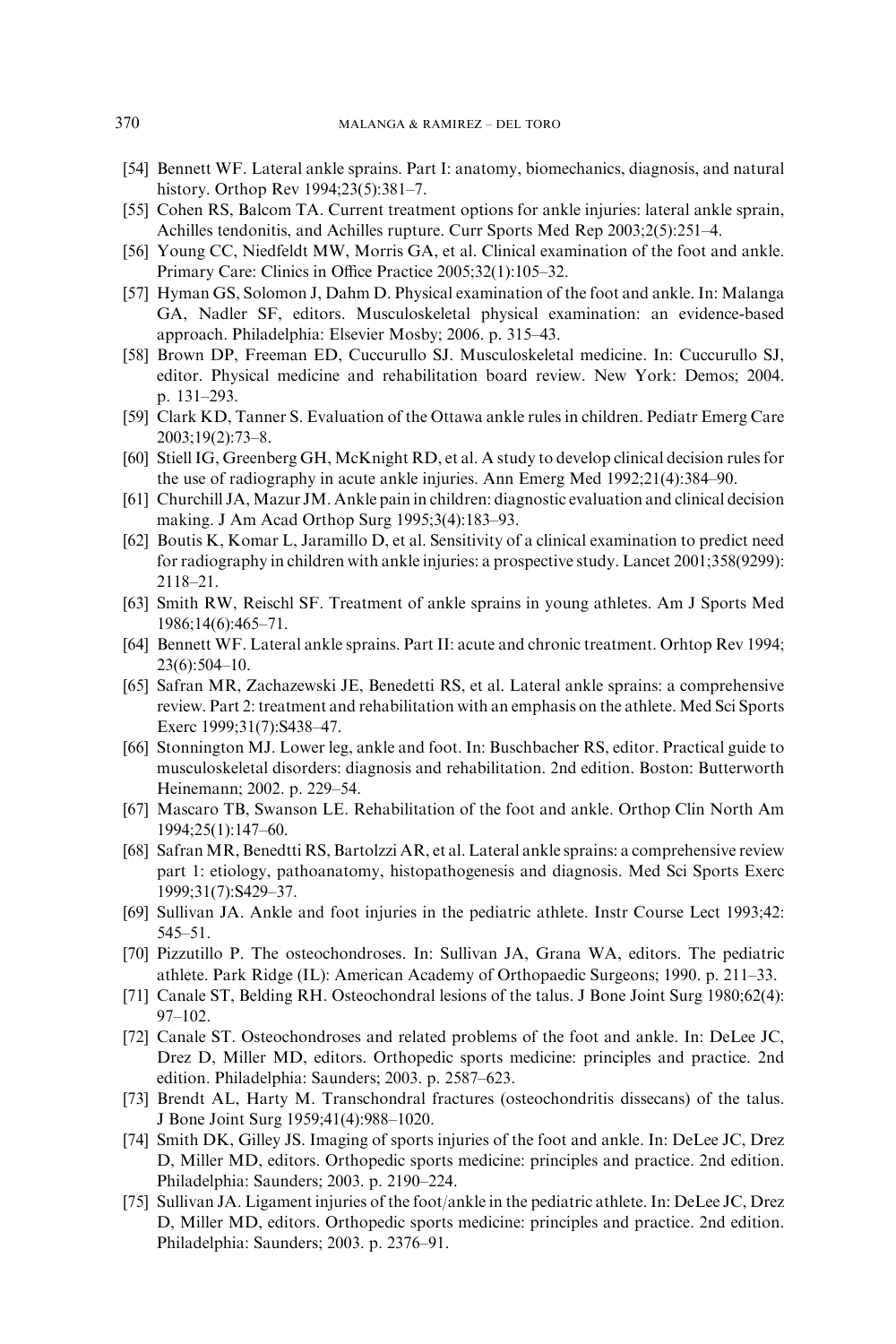[54] Bennett WF. Lateral ankle sprains. Part I: anatomy, biomechanics, diagnosis, and natural history. Orthop Rev 1994;23(5):381–7.

[55] Cohen RS, Balcom TA. Current treatment options for ankle injuries: lateral ankle sprain, Achilles tendonitis, and Achilles rupture. Curr Sports Med Rep 2003;2(5):251–4.

[56] Young CC, Niedfeldt MW, Morris GA, et al. Clinical examination of the foot and ankle. Primary Care: Clinics in Office Practice 2005;32(1):105–32.

[57] Hyman GS, Solomon J, Dahm D. Physical examination of the foot and ankle. In: Malanga GA, Nadler SF, editors. Musculoskeletal physical examination: an evidence-based approach. Philadelphia: Elsevier Mosby; 2006. p. 315–43.

[58] Brown DP, Freeman ED, Cuccurullo SJ. Musculoskeletal medicine. In: Cuccurullo SJ, editor. Physical medicine and rehabilitation board review. New York: Demos; 2004. p. 131–293.

[59] Clark KD, Tanner S. Evaluation of the Ottawa ankle rules in children. Pediatr Emerg Care 2003;19(2):73–8.

[60] Stiell IG, Greenberg GH, McKnight RD, et al. A study to develop clinical decision rules for the use of radiography in acute ankle injuries. Ann Emerg Med 1992;21(4):384–90.

[61] Churchill JA, Mazur JM. Ankle pain in children: diagnostic evaluation and clinical decision making. J Am Acad Orthop Surg 1995;3(4):183–93.

[62] Boutis K, Komar L, Jaramillo D, et al. Sensitivity of a clinical examination to predict need for radiography in children with ankle injuries: a prospective study. Lancet 2001;358(9299): 2118–21.

[63] Smith RW, Reischl SF. Treatment of ankle sprains in young athletes. Am J Sports Med 1986;14(6):465–71.

[64] Bennett WF. Lateral ankle sprains. Part II: acute and chronic treatment. Orhtop Rev 1994; 23(6):504–10.

[65] Safran MR, Zachazewski JE, Benedetti RS, et al. Lateral ankle sprains: a comprehensive review. Part 2: treatment and rehabilitation with an emphasis on the athlete. Med Sci Sports Exerc 1999;31(7):S438–47.

[66] Stonnington MJ. Lower leg, ankle and foot. In: Buschbacher RS, editor. Practical guide to musculoskeletal disorders: diagnosis and rehabilitation. 2nd edition. Boston: Butterworth Heinemann; 2002. p. 229–54.

[67] Mascaro TB, Swanson LE. Rehabilitation of the foot and ankle. Orthop Clin North Am 1994;25(1):147–60.

[68] Safran MR, Benedtti RS, Bartolzzi AR, et al. Lateral ankle sprains: a comprehensive review part 1: etiology, pathoanatomy, histopathogenesis and diagnosis. Med Sci Sports Exerc 1999;31(7):S429–37.

[69] Sullivan JA. Ankle and foot injuries in the pediatric athlete. Instr Course Lect 1993;42: 545–51.

[70] Pizzutillo P. The osteochondroses. In: Sullivan JA, Grana WA, editors. The pediatric athlete. Park Ridge (IL): American Academy of Orthopaedic Surgeons; 1990. p. 211–33.

[71] Canale ST, Belding RH. Osteochondral lesions of the talus. J Bone Joint Surg 1980;62(4): 97–102.

[72] Canale ST. Osteochondroses and related problems of the foot and ankle. In: DeLee JC, Drez D, Miller MD, editors. Orthopedic sports medicine: principles and practice. 2nd edition. Philadelphia: Saunders; 2003. p. 2587–623.

[73] Brendt AL, Harty M. Transchondral fractures (osteochondritis dissecans) of the talus. J Bone Joint Surg 1959;41(4):988–1020.

[74] Smith DK, Gilley JS. Imaging of sports injuries of the foot and ankle. In: DeLee JC, Drez D, Miller MD, editors. Orthopedic sports medicine: principles and practice. 2nd edition. Philadelphia: Saunders; 2003. p. 2190–224.

[75] Sullivan JA. Ligament injuries of the foot/ankle in the pediatric athlete. In: DeLee JC, Drez D, Miller MD, editors. Orthopedic sports medicine: principles and practice. 2nd edition. Philadelphia: Saunders; 2003. p. 2376–91.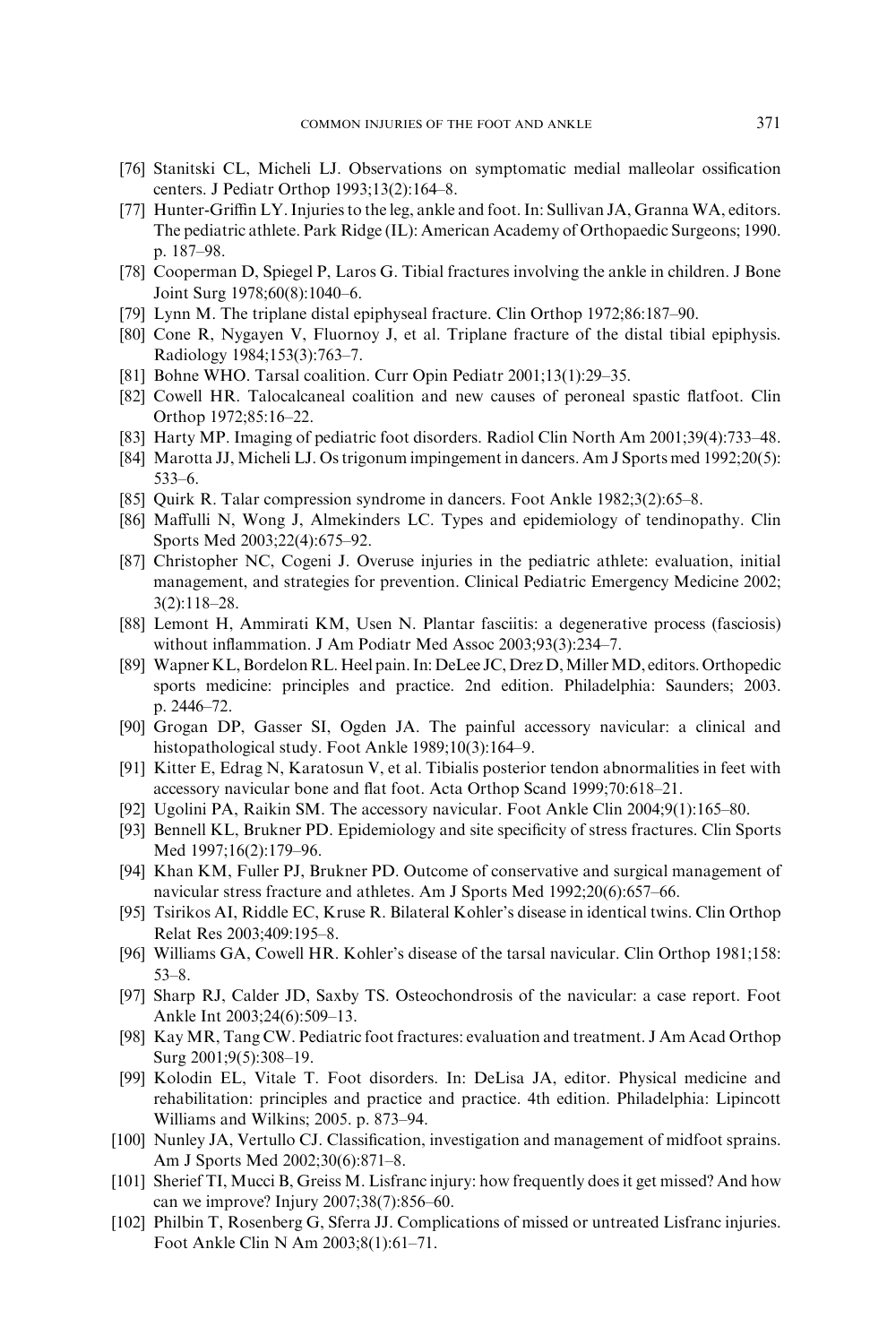[76] Stanitski CL, Micheli LJ. Observations on symptomatic medial malleolar ossification centers. J Pediatr Orthop 1993;13(2):164–8.

[77] Hunter-Griffin LY. Injuries to the leg, ankle and foot. In: Sullivan JA, Granna WA, editors. The pediatric athlete. Park Ridge (IL): American Academy of Orthopaedic Surgeons; 1990. p. 187–98.

[78] Cooperman D, Spiegel P, Laros G. Tibial fractures involving the ankle in children. J Bone Joint Surg 1978;60(8):1040–6.

[79] Lynn M. The triplane distal epiphyseal fracture. Clin Orthop 1972;86:187–90.

[80] Cone R, Nygayen V, Fluornoy J, et al. Triplane fracture of the distal tibial epiphysis. Radiology 1984;153(3):763–7.

[81] Bohne WHO. Tarsal coalition. Curr Opin Pediatr 2001;13(1):29–35.

[82] Cowell HR. Talocalcaneal coalition and new causes of peroneal spastic flatfoot. Clin Orthop 1972;85:16–22.

[83] Harty MP. Imaging of pediatric foot disorders. Radiol Clin North Am 2001;39(4):733–48.

[84] Marotta JJ, Micheli LJ. Os trigonum impingement in dancers. Am J Sports med 1992;20(5): 533–6.

[85] Quirk R. Talar compression syndrome in dancers. Foot Ankle 1982;3(2):65–8.

[86] Maffulli N, Wong J, Almekinders LC. Types and epidemiology of tendinopathy. Clin Sports Med 2003;22(4):675–92.

[87] Christopher NC, Cogeni J. Overuse injuries in the pediatric athlete: evaluation, initial management, and strategies for prevention. Clinical Pediatric Emergency Medicine 2002; 3(2):118–28.

[88] Lemont H, Ammirati KM, Usen N. Plantar fasciitis: a degenerative process (fasciosis) without inflammation. J Am Podiatr Med Assoc 2003;93(3):234–7.

[89] Wapner KL, Bordelon RL. Heel pain. In: DeLee JC, Drez D, Miller MD, editors. Orthopedic sports medicine: principles and practice. 2nd edition. Philadelphia: Saunders; 2003. p. 2446–72.

[90] Grogan DP, Gasser SI, Ogden JA. The painful accessory navicular: a clinical and histopathological study. Foot Ankle 1989;10(3):164–9.

[91] Kitter E, Edrag N, Karatosun V, et al. Tibialis posterior tendon abnormalities in feet with accessory navicular bone and flat foot. Acta Orthop Scand 1999;70:618–21.

[92] Ugolini PA, Raikin SM. The accessory navicular. Foot Ankle Clin 2004;9(1):165–80.

[93] Bennell KL, Brukner PD. Epidemiology and site specificity of stress fractures. Clin Sports Med 1997;16(2):179–96.

[94] Khan KM, Fuller PJ, Brukner PD. Outcome of conservative and surgical management of navicular stress fracture and athletes. Am J Sports Med 1992;20(6):657–66.

[95] Tsirikos AI, Riddle EC, Kruse R. Bilateral Kohler's disease in identical twins. Clin Orthop Relat Res 2003;409:195–8.

[96] Williams GA, Cowell HR. Kohler's disease of the tarsal navicular. Clin Orthop 1981;158: 53–8.

[97] Sharp RJ, Calder JD, Saxby TS. Osteochondrosis of the navicular: a case report. Foot Ankle Int 2003;24(6):509–13.

[98] Kay MR, Tang CW. Pediatric foot fractures: evaluation and treatment. J Am Acad Orthop Surg 2001;9(5):308–19.

[99] Kolodin EL, Vitale T. Foot disorders. In: DeLisa JA, editor. Physical medicine and rehabilitation: principles and practice and practice. 4th edition. Philadelphia: Lipincott Williams and Wilkins; 2005. p. 873–94.

[100] Nunley JA, Vertullo CJ. Classification, investigation and management of midfoot sprains. Am J Sports Med 2002;30(6):871–8.

[101] Sherief TI, Mucci B, Greiss M. Lisfranc injury: how frequently does it get missed? And how can we improve? Injury 2007;38(7):856–60.

[102] Philbin T, Rosenberg G, Sferra JJ. Complications of missed or untreated Lisfranc injuries. Foot Ankle Clin N Am 2003;8(1):61–71.